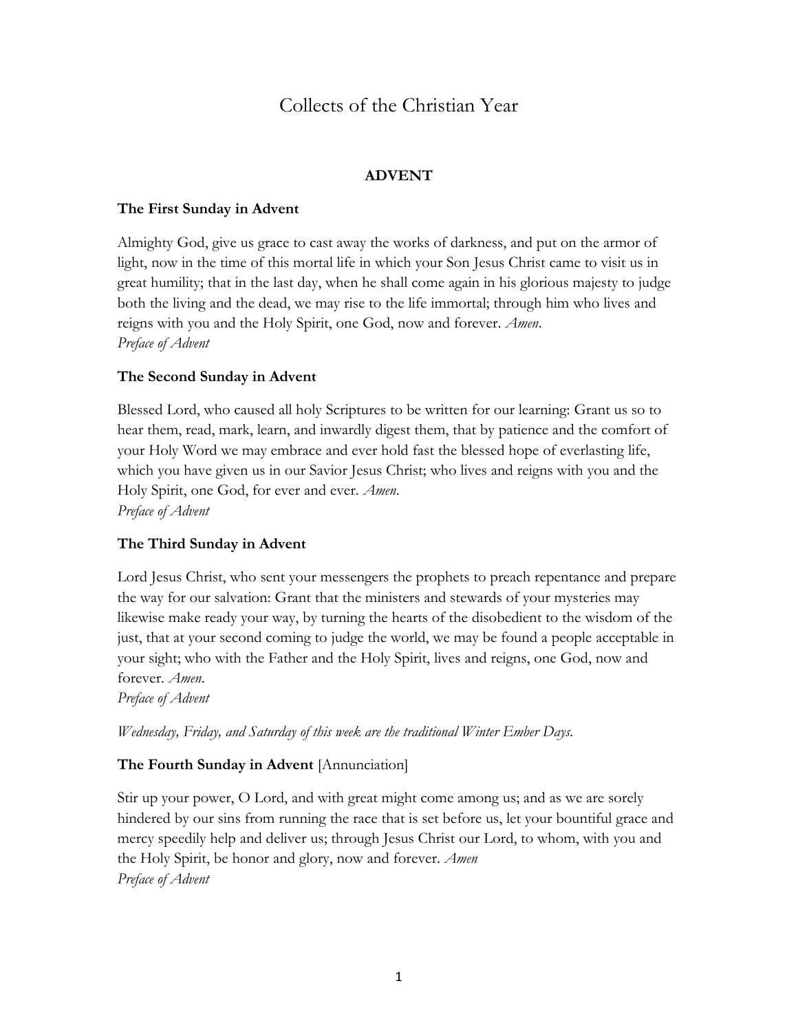# Collects of the Christian Year

## ADVENT

### The First Sunday in Advent

Almighty God, give us grace to cast away the works of darkness, and put on the armor of light, now in the time of this mortal life in which your Son Jesus Christ came to visit us in great humility; that in the last day, when he shall come again in his glorious majesty to judge both the living and the dead, we may rise to the life immortal; through him who lives and reigns with you and the Holy Spirit, one God, now and forever. *Amen*.
*Preface of Advent*

### The Second Sunday in Advent

Blessed Lord, who caused all holy Scriptures to be written for our learning: Grant us so to hear them, read, mark, learn, and inwardly digest them, that by patience and the comfort of your Holy Word we may embrace and ever hold fast the blessed hope of everlasting life, which you have given us in our Savior Jesus Christ; who lives and reigns with you and the Holy Spirit, one God, for ever and ever. *Amen*.
*Preface of Advent*

### The Third Sunday in Advent

Lord Jesus Christ, who sent your messengers the prophets to preach repentance and prepare the way for our salvation: Grant that the ministers and stewards of your mysteries may likewise make ready your way, by turning the hearts of the disobedient to the wisdom of the just, that at your second coming to judge the world, we may be found a people acceptable in your sight; who with the Father and the Holy Spirit, lives and reigns, one God, now and forever. *Amen*.
*Preface of Advent*

*Wednesday, Friday, and Saturday of this week are the traditional Winter Ember Days.*

### The Fourth Sunday in Advent [Annunciation]

Stir up your power, O Lord, and with great might come among us; and as we are sorely hindered by our sins from running the race that is set before us, let your bountiful grace and mercy speedily help and deliver us; through Jesus Christ our Lord, to whom, with you and the Holy Spirit, be honor and glory, now and forever. *Amen*
*Preface of Advent*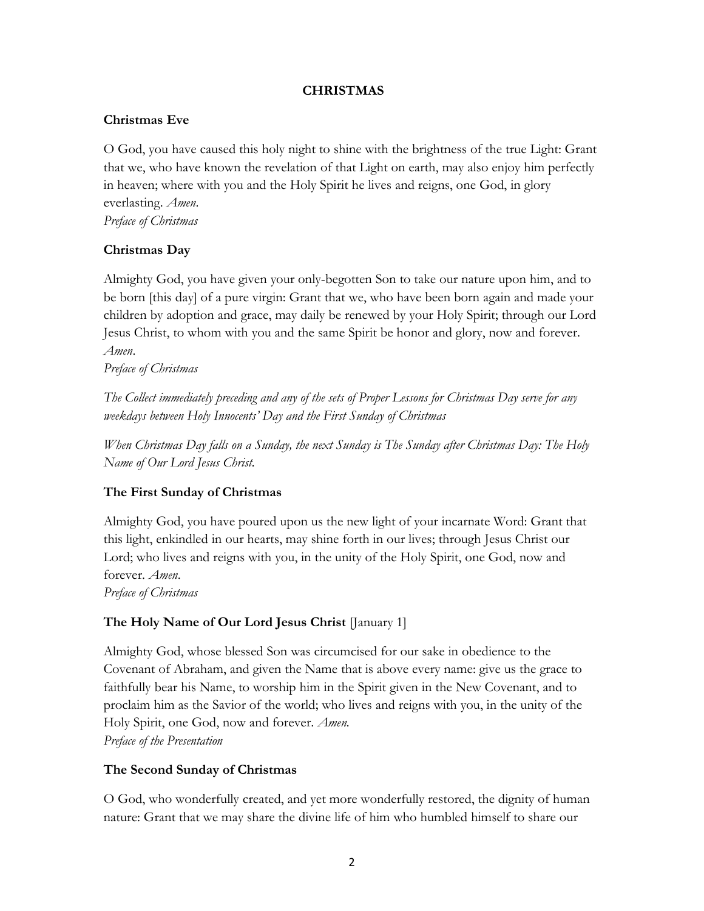# CHRISTMAS

## Christmas Eve

O God, you have caused this holy night to shine with the brightness of the true Light: Grant that we, who have known the revelation of that Light on earth, may also enjoy him perfectly in heaven; where with you and the Holy Spirit he lives and reigns, one God, in glory everlasting. *Amen*.
*Preface of Christmas*

## Christmas Day

Almighty God, you have given your only-begotten Son to take our nature upon him, and to be born [this day] of a pure virgin: Grant that we, who have been born again and made your children by adoption and grace, may daily be renewed by your Holy Spirit; through our Lord Jesus Christ, to whom with you and the same Spirit be honor and glory, now and forever. *Amen*.
*Preface of Christmas*

*The Collect immediately preceding and any of the sets of Proper Lessons for Christmas Day serve for any weekdays between Holy Innocents' Day and the First Sunday of Christmas*

*When Christmas Day falls on a Sunday, the next Sunday is The Sunday after Christmas Day: The Holy Name of Our Lord Jesus Christ.*

## The First Sunday of Christmas

Almighty God, you have poured upon us the new light of your incarnate Word: Grant that this light, enkindled in our hearts, may shine forth in our lives; through Jesus Christ our Lord; who lives and reigns with you, in the unity of the Holy Spirit, one God, now and forever. *Amen*.
*Preface of Christmas*

## The Holy Name of Our Lord Jesus Christ [January 1]

Almighty God, whose blessed Son was circumcised for our sake in obedience to the Covenant of Abraham, and given the Name that is above every name: give us the grace to faithfully bear his Name, to worship him in the Spirit given in the New Covenant, and to proclaim him as the Savior of the world; who lives and reigns with you, in the unity of the Holy Spirit, one God, now and forever. *Amen.*
*Preface of the Presentation*

## The Second Sunday of Christmas

O God, who wonderfully created, and yet more wonderfully restored, the dignity of human nature: Grant that we may share the divine life of him who humbled himself to share our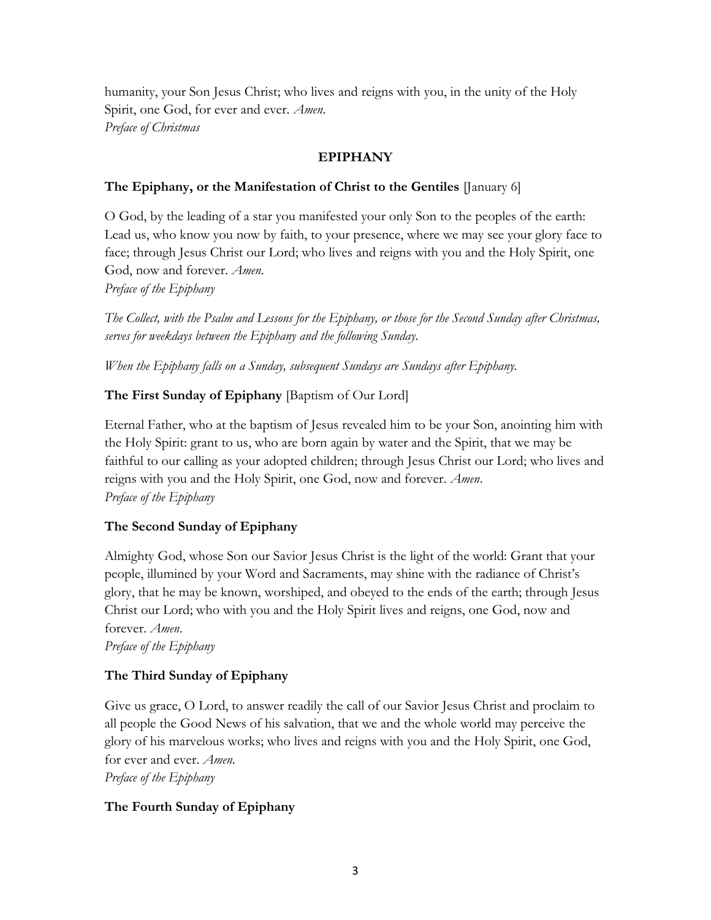humanity, your Son Jesus Christ; who lives and reigns with you, in the unity of the Holy Spirit, one God, for ever and ever. *Amen*.
*Preface of Christmas*

## EPIPHANY

**The Epiphany, or the Manifestation of Christ to the Gentiles** [January 6]

O God, by the leading of a star you manifested your only Son to the peoples of the earth: Lead us, who know you now by faith, to your presence, where we may see your glory face to face; through Jesus Christ our Lord; who lives and reigns with you and the Holy Spirit, one God, now and forever. *Amen*.
*Preface of the Epiphany*

*The Collect, with the Psalm and Lessons for the Epiphany, or those for the Second Sunday after Christmas, serves for weekdays between the Epiphany and the following Sunday.*

*When the Epiphany falls on a Sunday, subsequent Sundays are Sundays after Epiphany.*

**The First Sunday of Epiphany** [Baptism of Our Lord]

Eternal Father, who at the baptism of Jesus revealed him to be your Son, anointing him with the Holy Spirit: grant to us, who are born again by water and the Spirit, that we may be faithful to our calling as your adopted children; through Jesus Christ our Lord; who lives and reigns with you and the Holy Spirit, one God, now and forever. *Amen*.
*Preface of the Epiphany*

**The Second Sunday of Epiphany**

Almighty God, whose Son our Savior Jesus Christ is the light of the world: Grant that your people, illumined by your Word and Sacraments, may shine with the radiance of Christ's glory, that he may be known, worshiped, and obeyed to the ends of the earth; through Jesus Christ our Lord; who with you and the Holy Spirit lives and reigns, one God, now and forever. *Amen*.
*Preface of the Epiphany*

**The Third Sunday of Epiphany**

Give us grace, O Lord, to answer readily the call of our Savior Jesus Christ and proclaim to all people the Good News of his salvation, that we and the whole world may perceive the glory of his marvelous works; who lives and reigns with you and the Holy Spirit, one God, for ever and ever. *Amen.*
*Preface of the Epiphany*

**The Fourth Sunday of Epiphany**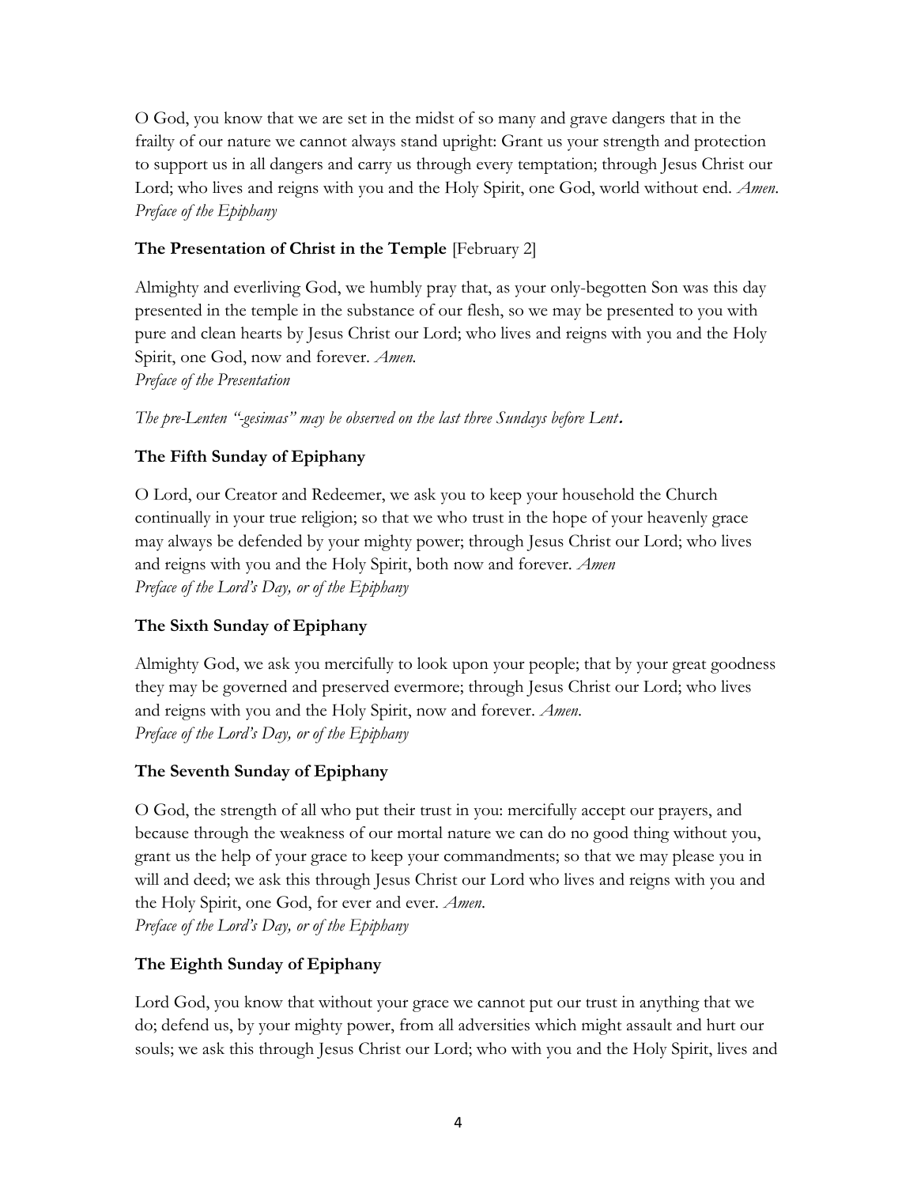O God, you know that we are set in the midst of so many and grave dangers that in the frailty of our nature we cannot always stand upright: Grant us your strength and protection to support us in all dangers and carry us through every temptation; through Jesus Christ our Lord; who lives and reigns with you and the Holy Spirit, one God, world without end. *Amen.*
*Preface of the Epiphany*

**The Presentation of Christ in the Temple** [February 2]

Almighty and everliving God, we humbly pray that, as your only-begotten Son was this day presented in the temple in the substance of our flesh, so we may be presented to you with pure and clean hearts by Jesus Christ our Lord; who lives and reigns with you and the Holy Spirit, one God, now and forever. *Amen.*
*Preface of the Presentation*

*The pre-Lenten "-gesimas" may be observed on the last three Sundays before Lent.*

**The Fifth Sunday of Epiphany**

O Lord, our Creator and Redeemer, we ask you to keep your household the Church continually in your true religion; so that we who trust in the hope of your heavenly grace may always be defended by your mighty power; through Jesus Christ our Lord; who lives and reigns with you and the Holy Spirit, both now and forever. *Amen*
*Preface of the Lord's Day, or of the Epiphany*

**The Sixth Sunday of Epiphany**

Almighty God, we ask you mercifully to look upon your people; that by your great goodness they may be governed and preserved evermore; through Jesus Christ our Lord; who lives and reigns with you and the Holy Spirit, now and forever. *Amen.*
*Preface of the Lord's Day, or of the Epiphany*

**The Seventh Sunday of Epiphany**

O God, the strength of all who put their trust in you: mercifully accept our prayers, and because through the weakness of our mortal nature we can do no good thing without you, grant us the help of your grace to keep your commandments; so that we may please you in will and deed; we ask this through Jesus Christ our Lord who lives and reigns with you and the Holy Spirit, one God, for ever and ever. *Amen.*
*Preface of the Lord's Day, or of the Epiphany*

**The Eighth Sunday of Epiphany**

Lord God, you know that without your grace we cannot put our trust in anything that we do; defend us, by your mighty power, from all adversities which might assault and hurt our souls; we ask this through Jesus Christ our Lord; who with you and the Holy Spirit, lives and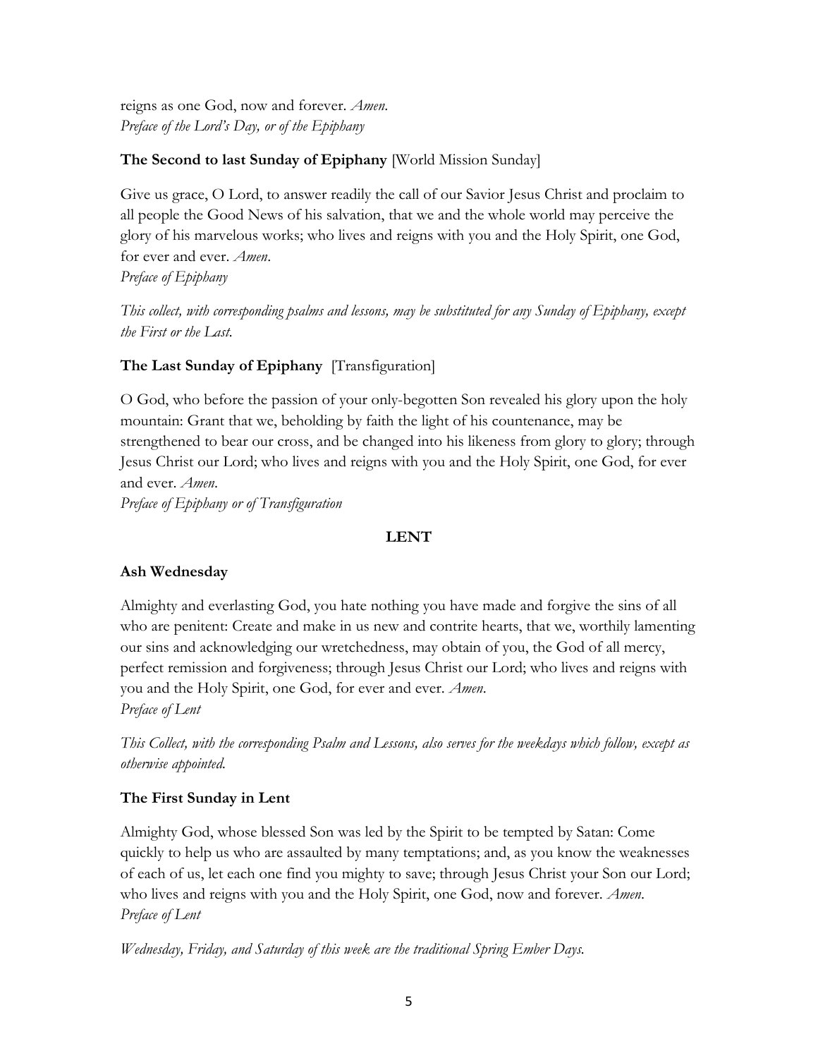reigns as one God, now and forever. *Amen.*
*Preface of the Lord's Day, or of the Epiphany*

**The Second to last Sunday of Epiphany** [World Mission Sunday]

Give us grace, O Lord, to answer readily the call of our Savior Jesus Christ and proclaim to all people the Good News of his salvation, that we and the whole world may perceive the glory of his marvelous works; who lives and reigns with you and the Holy Spirit, one God, for ever and ever. *Amen*.
*Preface of Epiphany*

*This collect, with corresponding psalms and lessons, may be substituted for any Sunday of Epiphany, except the First or the Last.*

**The Last Sunday of Epiphany** [Transfiguration]

O God, who before the passion of your only-begotten Son revealed his glory upon the holy mountain: Grant that we, beholding by faith the light of his countenance, may be strengthened to bear our cross, and be changed into his likeness from glory to glory; through Jesus Christ our Lord; who lives and reigns with you and the Holy Spirit, one God, for ever and ever. *Amen*.
*Preface of Epiphany or of Transfiguration*

## LENT

**Ash Wednesday**

Almighty and everlasting God, you hate nothing you have made and forgive the sins of all who are penitent: Create and make in us new and contrite hearts, that we, worthily lamenting our sins and acknowledging our wretchedness, may obtain of you, the God of all mercy, perfect remission and forgiveness; through Jesus Christ our Lord; who lives and reigns with you and the Holy Spirit, one God, for ever and ever. *Amen.*
*Preface of Lent*

*This Collect, with the corresponding Psalm and Lessons, also serves for the weekdays which follow, except as otherwise appointed.*

**The First Sunday in Lent**

Almighty God, whose blessed Son was led by the Spirit to be tempted by Satan: Come quickly to help us who are assaulted by many temptations; and, as you know the weaknesses of each of us, let each one find you mighty to save; through Jesus Christ your Son our Lord; who lives and reigns with you and the Holy Spirit, one God, now and forever. *Amen.*
*Preface of Lent*

*Wednesday, Friday, and Saturday of this week are the traditional Spring Ember Days.*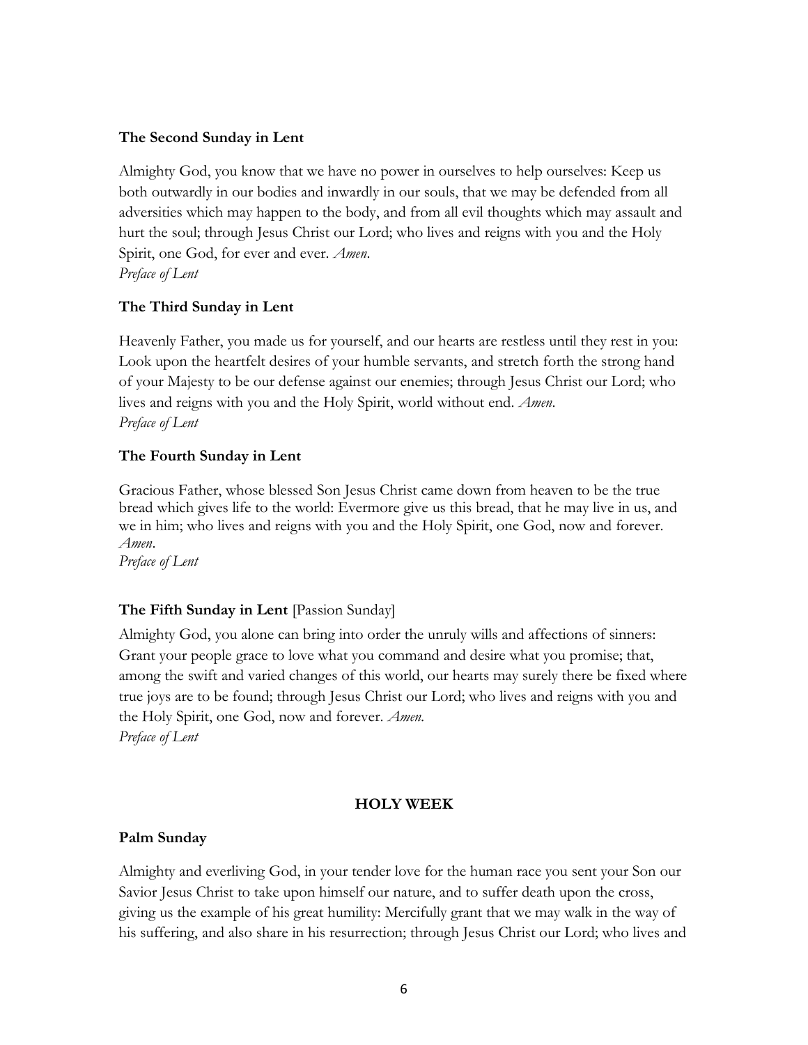**The Second Sunday in Lent**

Almighty God, you know that we have no power in ourselves to help ourselves: Keep us both outwardly in our bodies and inwardly in our souls, that we may be defended from all adversities which may happen to the body, and from all evil thoughts which may assault and hurt the soul; through Jesus Christ our Lord; who lives and reigns with you and the Holy Spirit, one God, for ever and ever. *Amen*.
*Preface of Lent*

**The Third Sunday in Lent**

Heavenly Father, you made us for yourself, and our hearts are restless until they rest in you: Look upon the heartfelt desires of your humble servants, and stretch forth the strong hand of your Majesty to be our defense against our enemies; through Jesus Christ our Lord; who lives and reigns with you and the Holy Spirit, world without end. *Amen*.
*Preface of Lent*

**The Fourth Sunday in Lent**

Gracious Father, whose blessed Son Jesus Christ came down from heaven to be the true bread which gives life to the world: Evermore give us this bread, that he may live in us, and we in him; who lives and reigns with you and the Holy Spirit, one God, now and forever. *Amen*.
*Preface of Lent*

**The Fifth Sunday in Lent** [Passion Sunday]

Almighty God, you alone can bring into order the unruly wills and affections of sinners: Grant your people grace to love what you command and desire what you promise; that, among the swift and varied changes of this world, our hearts may surely there be fixed where true joys are to be found; through Jesus Christ our Lord; who lives and reigns with you and the Holy Spirit, one God, now and forever. *Amen.*
*Preface of Lent*

## HOLY WEEK

**Palm Sunday**

Almighty and everliving God, in your tender love for the human race you sent your Son our Savior Jesus Christ to take upon himself our nature, and to suffer death upon the cross, giving us the example of his great humility: Mercifully grant that we may walk in the way of his suffering, and also share in his resurrection; through Jesus Christ our Lord; who lives and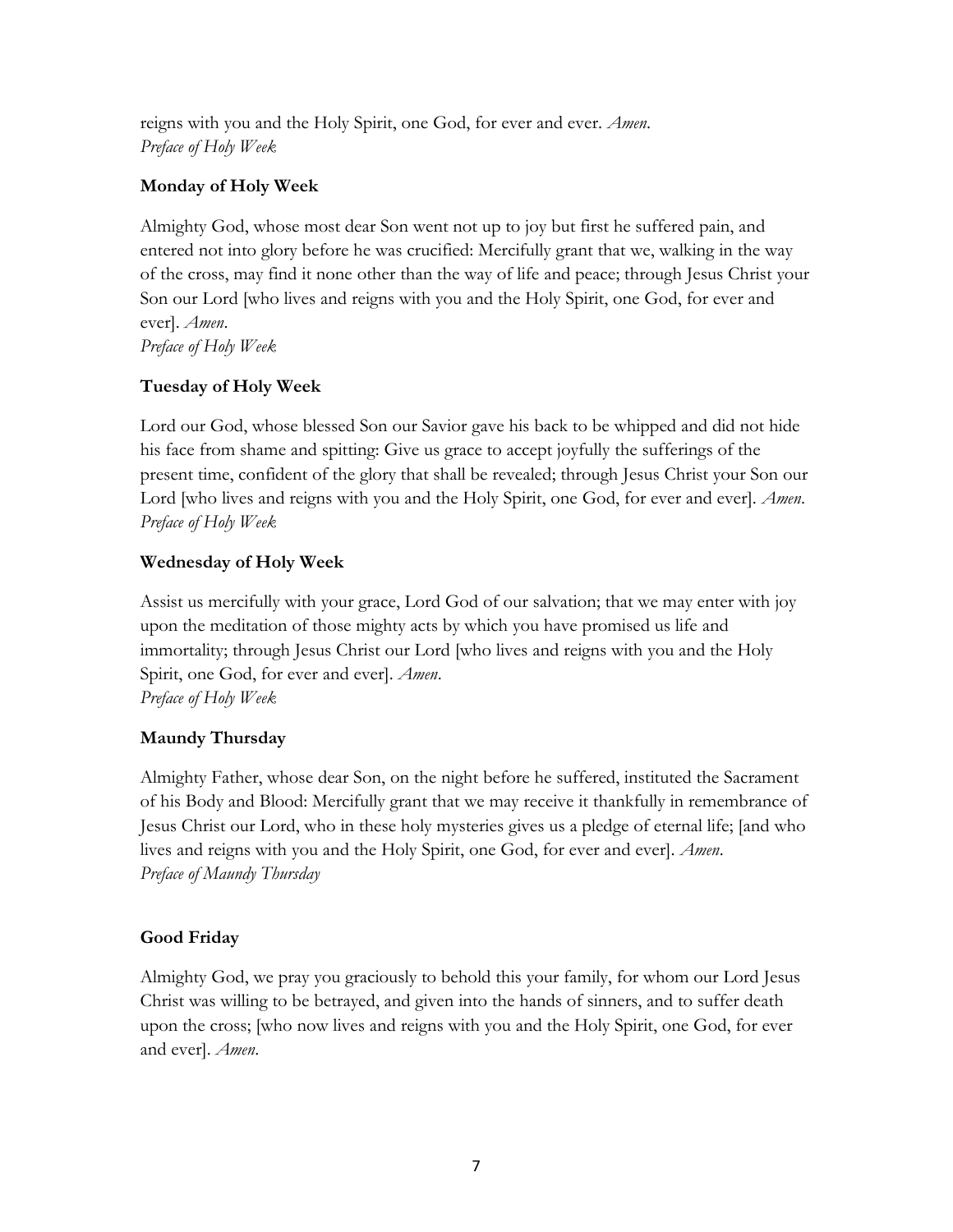reigns with you and the Holy Spirit, one God, for ever and ever. *Amen*.
*Preface of Holy Week*

**Monday of Holy Week**

Almighty God, whose most dear Son went not up to joy but first he suffered pain, and entered not into glory before he was crucified: Mercifully grant that we, walking in the way of the cross, may find it none other than the way of life and peace; through Jesus Christ your Son our Lord [who lives and reigns with you and the Holy Spirit, one God, for ever and ever]. *Amen*.
*Preface of Holy Week*

**Tuesday of Holy Week**

Lord our God, whose blessed Son our Savior gave his back to be whipped and did not hide his face from shame and spitting: Give us grace to accept joyfully the sufferings of the present time, confident of the glory that shall be revealed; through Jesus Christ your Son our Lord [who lives and reigns with you and the Holy Spirit, one God, for ever and ever]. *Amen*.
*Preface of Holy Week*

**Wednesday of Holy Week**

Assist us mercifully with your grace, Lord God of our salvation; that we may enter with joy upon the meditation of those mighty acts by which you have promised us life and immortality; through Jesus Christ our Lord [who lives and reigns with you and the Holy Spirit, one God, for ever and ever]. *Amen*.
*Preface of Holy Week*

**Maundy Thursday**

Almighty Father, whose dear Son, on the night before he suffered, instituted the Sacrament of his Body and Blood: Mercifully grant that we may receive it thankfully in remembrance of Jesus Christ our Lord, who in these holy mysteries gives us a pledge of eternal life; [and who lives and reigns with you and the Holy Spirit, one God, for ever and ever]. *Amen*.
*Preface of Maundy Thursday*

**Good Friday**

Almighty God, we pray you graciously to behold this your family, for whom our Lord Jesus Christ was willing to be betrayed, and given into the hands of sinners, and to suffer death upon the cross; [who now lives and reigns with you and the Holy Spirit, one God, for ever and ever]. *Amen*.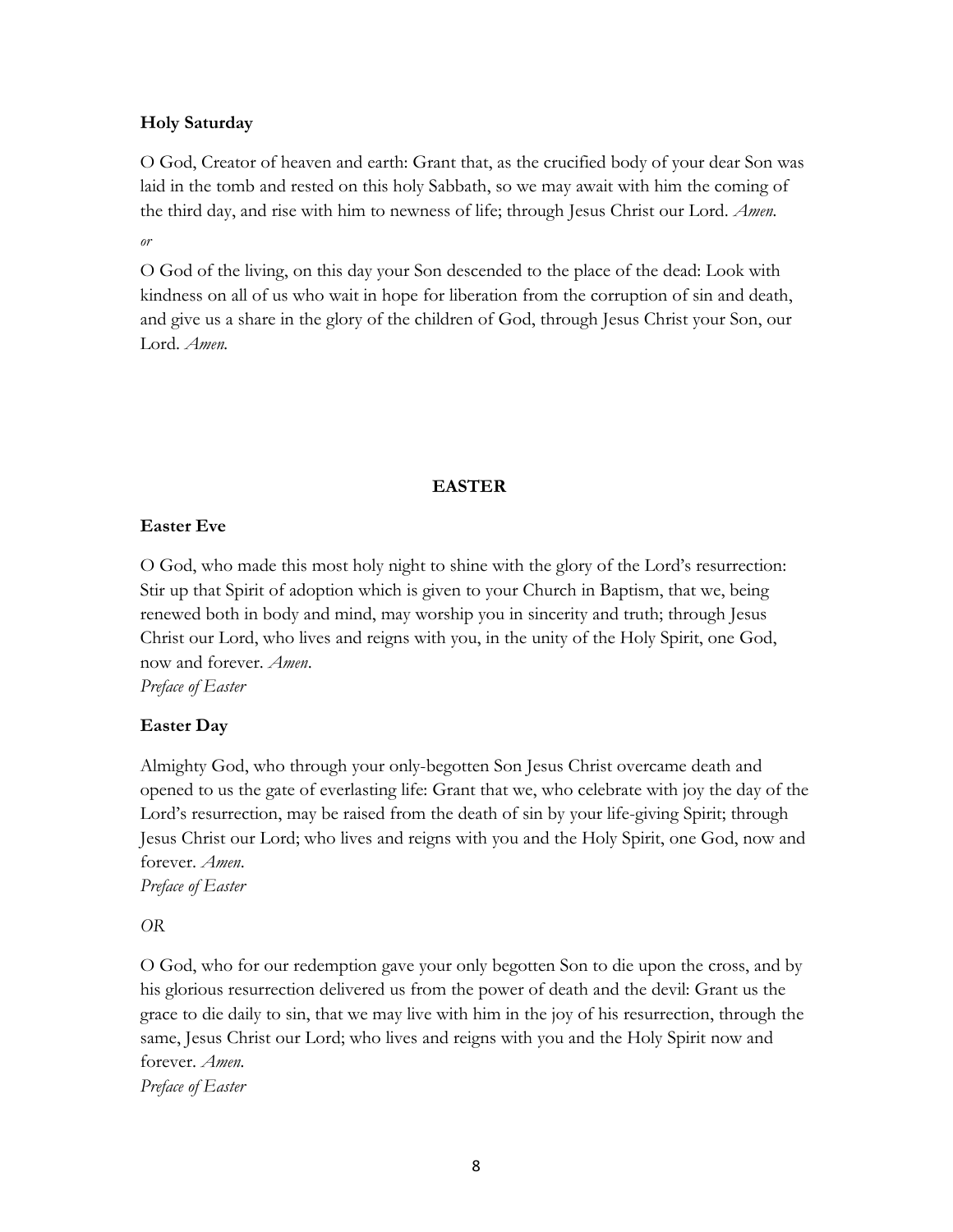**Holy Saturday**

O God, Creator of heaven and earth: Grant that, as the crucified body of your dear Son was laid in the tomb and rested on this holy Sabbath, so we may await with him the coming of the third day, and rise with him to newness of life; through Jesus Christ our Lord. *Amen.*

*or*

O God of the living, on this day your Son descended to the place of the dead: Look with kindness on all of us who wait in hope for liberation from the corruption of sin and death, and give us a share in the glory of the children of God, through Jesus Christ your Son, our Lord. *Amen.*

## EASTER

**Easter Eve**

O God, who made this most holy night to shine with the glory of the Lord's resurrection: Stir up that Spirit of adoption which is given to your Church in Baptism, that we, being renewed both in body and mind, may worship you in sincerity and truth; through Jesus Christ our Lord, who lives and reigns with you, in the unity of the Holy Spirit, one God, now and forever. *Amen*.
*Preface of Easter*

**Easter Day**

Almighty God, who through your only-begotten Son Jesus Christ overcame death and opened to us the gate of everlasting life: Grant that we, who celebrate with joy the day of the Lord's resurrection, may be raised from the death of sin by your life-giving Spirit; through Jesus Christ our Lord; who lives and reigns with you and the Holy Spirit, one God, now and forever. *Amen*.
*Preface of Easter*

*OR*

O God, who for our redemption gave your only begotten Son to die upon the cross, and by his glorious resurrection delivered us from the power of death and the devil: Grant us the grace to die daily to sin, that we may live with him in the joy of his resurrection, through the same, Jesus Christ our Lord; who lives and reigns with you and the Holy Spirit now and forever. *Amen.*
*Preface of Easter*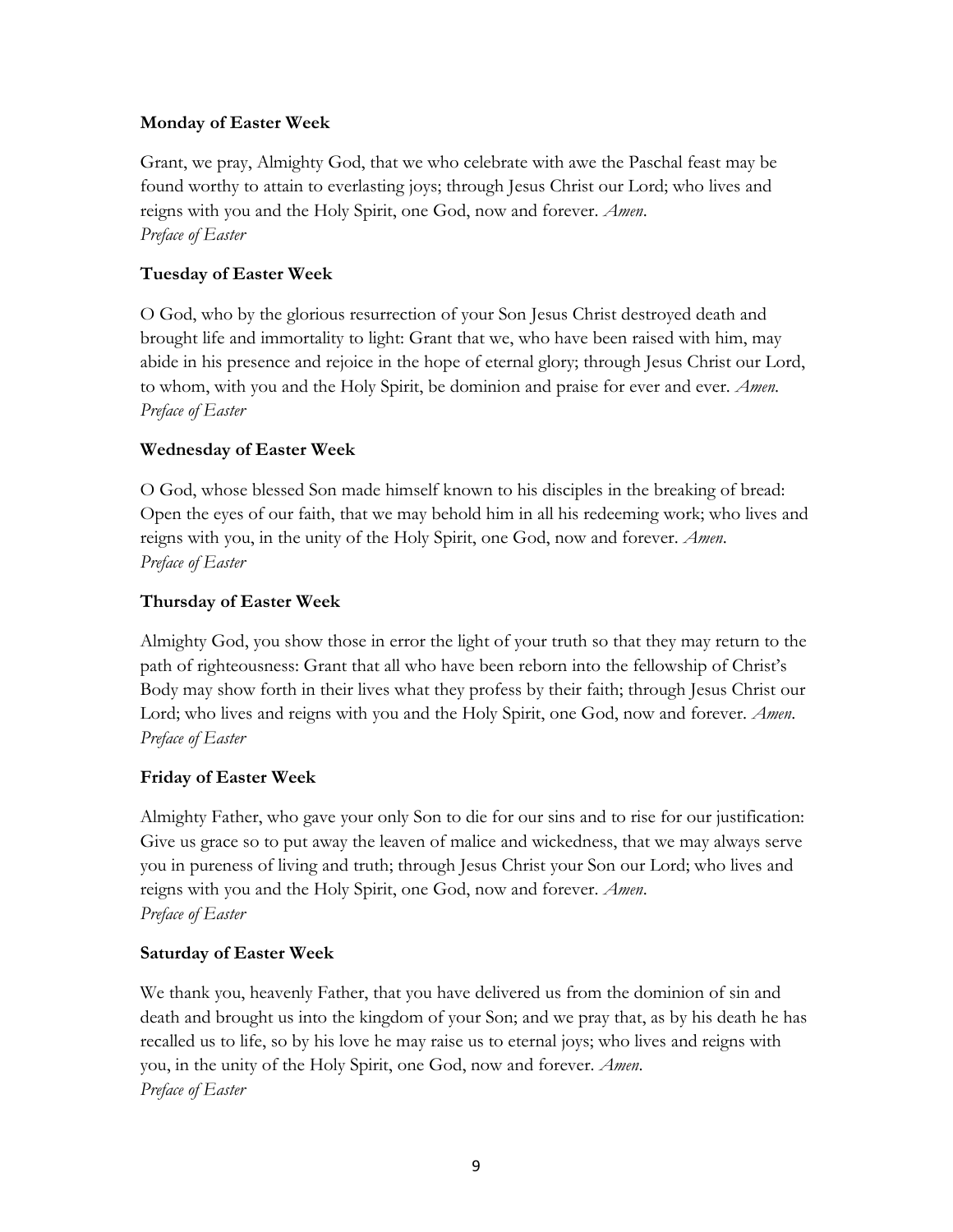**Monday of Easter Week**

Grant, we pray, Almighty God, that we who celebrate with awe the Paschal feast may be found worthy to attain to everlasting joys; through Jesus Christ our Lord; who lives and reigns with you and the Holy Spirit, one God, now and forever. *Amen*.
*Preface of Easter*

**Tuesday of Easter Week**

O God, who by the glorious resurrection of your Son Jesus Christ destroyed death and brought life and immortality to light: Grant that we, who have been raised with him, may abide in his presence and rejoice in the hope of eternal glory; through Jesus Christ our Lord, to whom, with you and the Holy Spirit, be dominion and praise for ever and ever. *Amen*.
*Preface of Easter*

**Wednesday of Easter Week**

O God, whose blessed Son made himself known to his disciples in the breaking of bread: Open the eyes of our faith, that we may behold him in all his redeeming work; who lives and reigns with you, in the unity of the Holy Spirit, one God, now and forever. *Amen*.
*Preface of Easter*

**Thursday of Easter Week**

Almighty God, you show those in error the light of your truth so that they may return to the path of righteousness: Grant that all who have been reborn into the fellowship of Christ's Body may show forth in their lives what they profess by their faith; through Jesus Christ our Lord; who lives and reigns with you and the Holy Spirit, one God, now and forever. *Amen*.
*Preface of Easter*

**Friday of Easter Week**

Almighty Father, who gave your only Son to die for our sins and to rise for our justification: Give us grace so to put away the leaven of malice and wickedness, that we may always serve you in pureness of living and truth; through Jesus Christ your Son our Lord; who lives and reigns with you and the Holy Spirit, one God, now and forever. *Amen*.
*Preface of Easter*

**Saturday of Easter Week**

We thank you, heavenly Father, that you have delivered us from the dominion of sin and death and brought us into the kingdom of your Son; and we pray that, as by his death he has recalled us to life, so by his love he may raise us to eternal joys; who lives and reigns with you, in the unity of the Holy Spirit, one God, now and forever. *Amen*.
*Preface of Easter*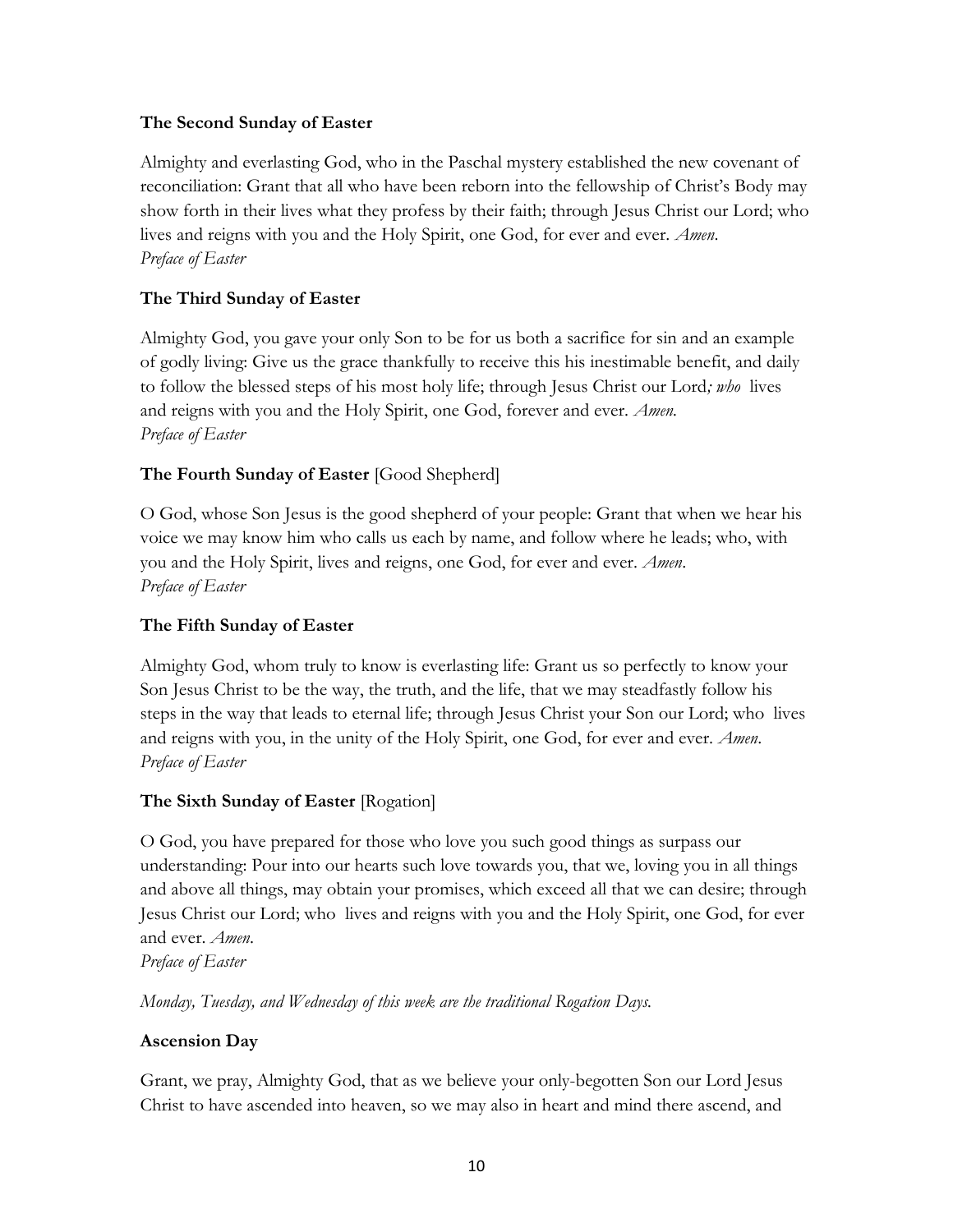**The Second Sunday of Easter**

Almighty and everlasting God, who in the Paschal mystery established the new covenant of reconciliation: Grant that all who have been reborn into the fellowship of Christ's Body may show forth in their lives what they profess by their faith; through Jesus Christ our Lord; who lives and reigns with you and the Holy Spirit, one God, for ever and ever. *Amen*.
*Preface of Easter*

**The Third Sunday of Easter**

Almighty God, you gave your only Son to be for us both a sacrifice for sin and an example of godly living: Give us the grace thankfully to receive this his inestimable benefit, and daily to follow the blessed steps of his most holy life; through Jesus Christ our Lord*; who* lives and reigns with you and the Holy Spirit, one God, forever and ever. *Amen.*
*Preface of Easter*

**The Fourth Sunday of Easter** [Good Shepherd]

O God, whose Son Jesus is the good shepherd of your people: Grant that when we hear his voice we may know him who calls us each by name, and follow where he leads; who, with you and the Holy Spirit, lives and reigns, one God, for ever and ever. *Amen*.
*Preface of Easter*

**The Fifth Sunday of Easter**

Almighty God, whom truly to know is everlasting life: Grant us so perfectly to know your Son Jesus Christ to be the way, the truth, and the life, that we may steadfastly follow his steps in the way that leads to eternal life; through Jesus Christ your Son our Lord; who lives and reigns with you, in the unity of the Holy Spirit, one God, for ever and ever. *Amen*.
*Preface of Easter*

**The Sixth Sunday of Easter** [Rogation]

O God, you have prepared for those who love you such good things as surpass our understanding: Pour into our hearts such love towards you, that we, loving you in all things and above all things, may obtain your promises, which exceed all that we can desire; through Jesus Christ our Lord; who lives and reigns with you and the Holy Spirit, one God, for ever and ever. *Amen*.
*Preface of Easter*

*Monday, Tuesday, and Wednesday of this week are the traditional Rogation Days.*

**Ascension Day**

Grant, we pray, Almighty God, that as we believe your only-begotten Son our Lord Jesus Christ to have ascended into heaven, so we may also in heart and mind there ascend, and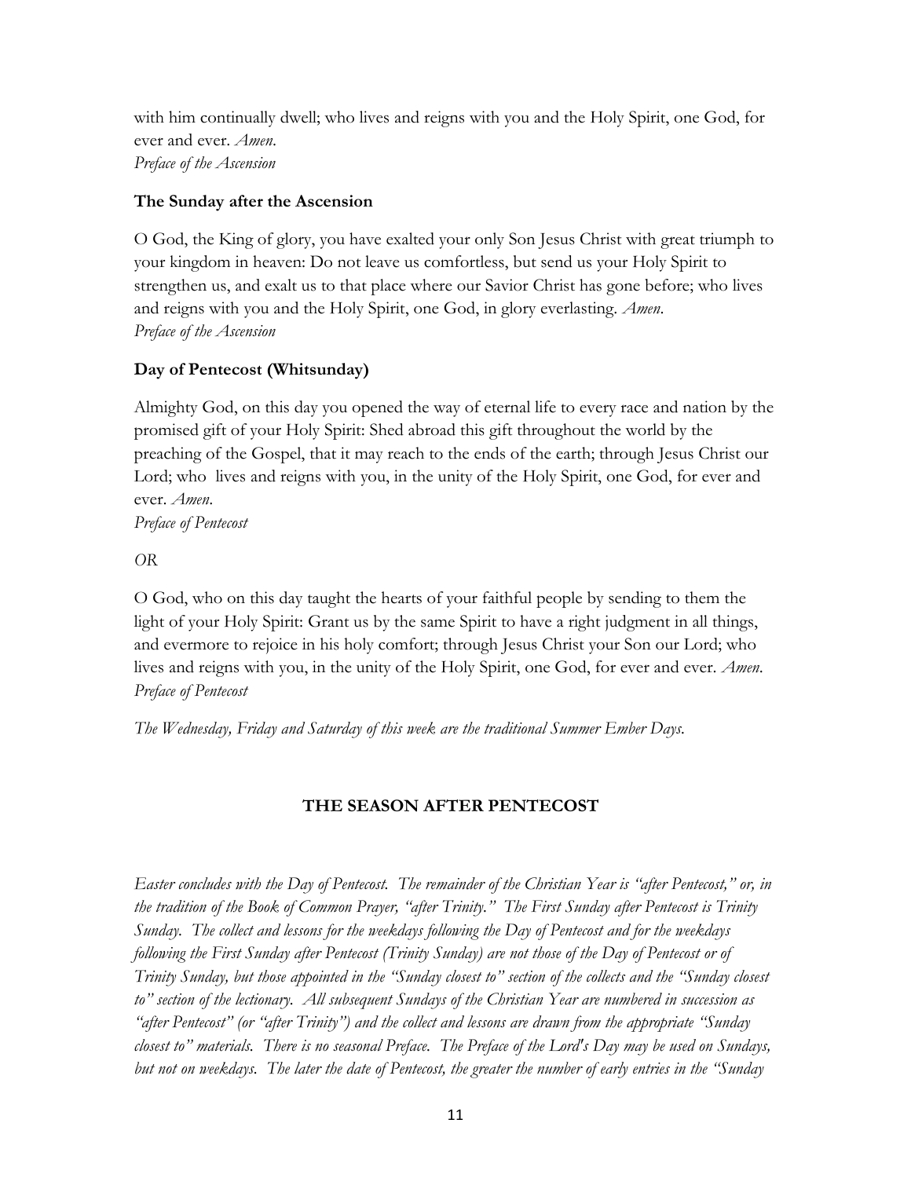with him continually dwell; who lives and reigns with you and the Holy Spirit, one God, for ever and ever. *Amen.*
*Preface of the Ascension*

**The Sunday after the Ascension**

O God, the King of glory, you have exalted your only Son Jesus Christ with great triumph to your kingdom in heaven: Do not leave us comfortless, but send us your Holy Spirit to strengthen us, and exalt us to that place where our Savior Christ has gone before; who lives and reigns with you and the Holy Spirit, one God, in glory everlasting. *Amen.*
*Preface of the Ascension*

**Day of Pentecost (Whitsunday)**

Almighty God, on this day you opened the way of eternal life to every race and nation by the promised gift of your Holy Spirit: Shed abroad this gift throughout the world by the preaching of the Gospel, that it may reach to the ends of the earth; through Jesus Christ our Lord; who lives and reigns with you, in the unity of the Holy Spirit, one God, for ever and ever. *Amen.*
*Preface of Pentecost*

*OR*

O God, who on this day taught the hearts of your faithful people by sending to them the light of your Holy Spirit: Grant us by the same Spirit to have a right judgment in all things, and evermore to rejoice in his holy comfort; through Jesus Christ your Son our Lord; who lives and reigns with you, in the unity of the Holy Spirit, one God, for ever and ever. *Amen.*
*Preface of Pentecost*

*The Wednesday, Friday and Saturday of this week are the traditional Summer Ember Days.*

## THE SEASON AFTER PENTECOST

*Easter concludes with the Day of Pentecost. The remainder of the Christian Year is "after Pentecost," or, in the tradition of the Book of Common Prayer, "after Trinity." The First Sunday after Pentecost is Trinity Sunday. The collect and lessons for the weekdays following the Day of Pentecost and for the weekdays following the First Sunday after Pentecost (Trinity Sunday) are not those of the Day of Pentecost or of Trinity Sunday, but those appointed in the "Sunday closest to" section of the collects and the "Sunday closest to" section of the lectionary. All subsequent Sundays of the Christian Year are numbered in succession as "after Pentecost" (or "after Trinity") and the collect and lessons are drawn from the appropriate "Sunday closest to" materials. There is no seasonal Preface. The Preface of the Lord's Day may be used on Sundays, but not on weekdays. The later the date of Pentecost, the greater the number of early entries in the "Sunday*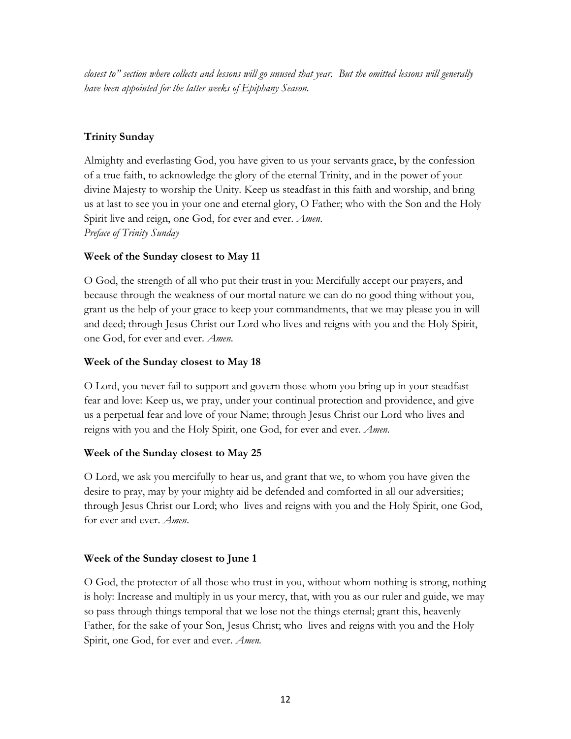*closest to" section where collects and lessons will go unused that year. But the omitted lessons will generally have been appointed for the latter weeks of Epiphany Season.*

### Trinity Sunday

Almighty and everlasting God, you have given to us your servants grace, by the confession of a true faith, to acknowledge the glory of the eternal Trinity, and in the power of your divine Majesty to worship the Unity. Keep us steadfast in this faith and worship, and bring us at last to see you in your one and eternal glory, O Father; who with the Son and the Holy Spirit live and reign, one God, for ever and ever. *Amen*.
*Preface of Trinity Sunday*

### Week of the Sunday closest to May 11

O God, the strength of all who put their trust in you: Mercifully accept our prayers, and because through the weakness of our mortal nature we can do no good thing without you, grant us the help of your grace to keep your commandments, that we may please you in will and deed; through Jesus Christ our Lord who lives and reigns with you and the Holy Spirit, one God, for ever and ever. *Amen*.

### Week of the Sunday closest to May 18

O Lord, you never fail to support and govern those whom you bring up in your steadfast fear and love: Keep us, we pray, under your continual protection and providence, and give us a perpetual fear and love of your Name; through Jesus Christ our Lord who lives and reigns with you and the Holy Spirit, one God, for ever and ever. *Amen.*

### Week of the Sunday closest to May 25

O Lord, we ask you mercifully to hear us, and grant that we, to whom you have given the desire to pray, may by your mighty aid be defended and comforted in all our adversities; through Jesus Christ our Lord; who lives and reigns with you and the Holy Spirit, one God, for ever and ever. *Amen*.

### Week of the Sunday closest to June 1

O God, the protector of all those who trust in you, without whom nothing is strong, nothing is holy: Increase and multiply in us your mercy, that, with you as our ruler and guide, we may so pass through things temporal that we lose not the things eternal; grant this, heavenly Father, for the sake of your Son, Jesus Christ; who lives and reigns with you and the Holy Spirit, one God, for ever and ever. *Amen.*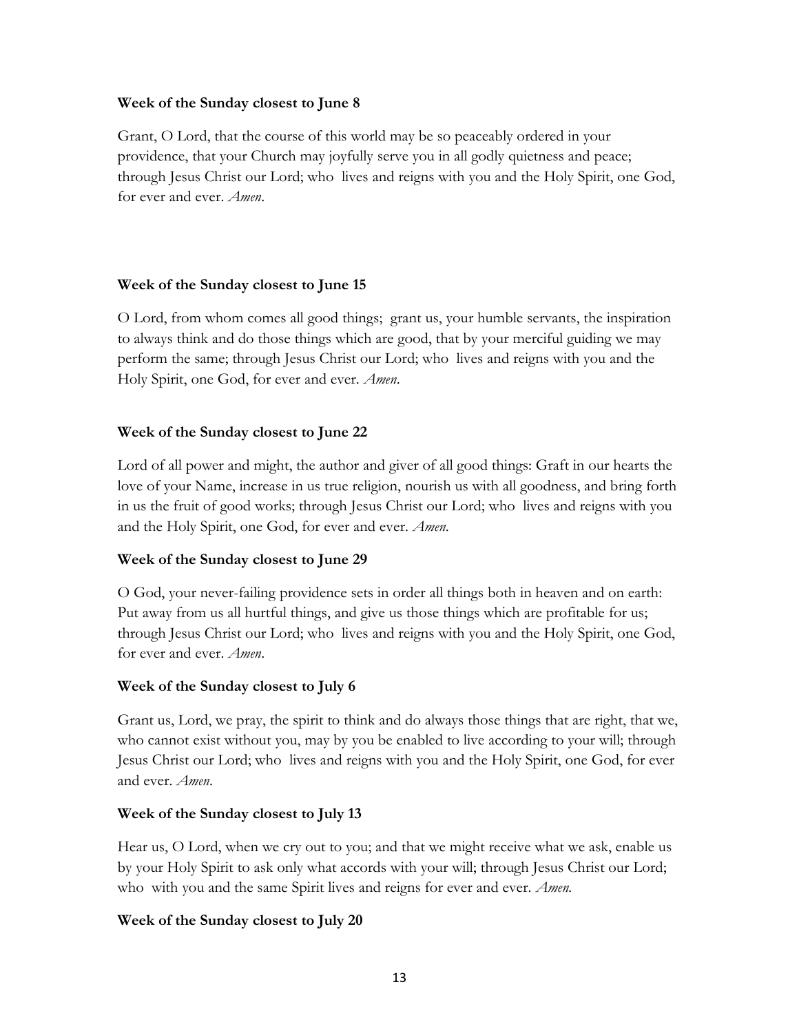**Week of the Sunday closest to June 8**

Grant, O Lord, that the course of this world may be so peaceably ordered in your providence, that your Church may joyfully serve you in all godly quietness and peace; through Jesus Christ our Lord; who lives and reigns with you and the Holy Spirit, one God, for ever and ever. *Amen*.

**Week of the Sunday closest to June 15**

O Lord, from whom comes all good things; grant us, your humble servants, the inspiration to always think and do those things which are good, that by your merciful guiding we may perform the same; through Jesus Christ our Lord; who lives and reigns with you and the Holy Spirit, one God, for ever and ever. *Amen*.

**Week of the Sunday closest to June 22**

Lord of all power and might, the author and giver of all good things: Graft in our hearts the love of your Name, increase in us true religion, nourish us with all goodness, and bring forth in us the fruit of good works; through Jesus Christ our Lord; who lives and reigns with you and the Holy Spirit, one God, for ever and ever. *Amen*.

**Week of the Sunday closest to June 29**

O God, your never-failing providence sets in order all things both in heaven and on earth: Put away from us all hurtful things, and give us those things which are profitable for us; through Jesus Christ our Lord; who lives and reigns with you and the Holy Spirit, one God, for ever and ever. *Amen*.

**Week of the Sunday closest to July 6**

Grant us, Lord, we pray, the spirit to think and do always those things that are right, that we, who cannot exist without you, may by you be enabled to live according to your will; through Jesus Christ our Lord; who lives and reigns with you and the Holy Spirit, one God, for ever and ever. *Amen*.

**Week of the Sunday closest to July 13**

Hear us, O Lord, when we cry out to you; and that we might receive what we ask, enable us by your Holy Spirit to ask only what accords with your will; through Jesus Christ our Lord; who with you and the same Spirit lives and reigns for ever and ever. *Amen*.

**Week of the Sunday closest to July 20**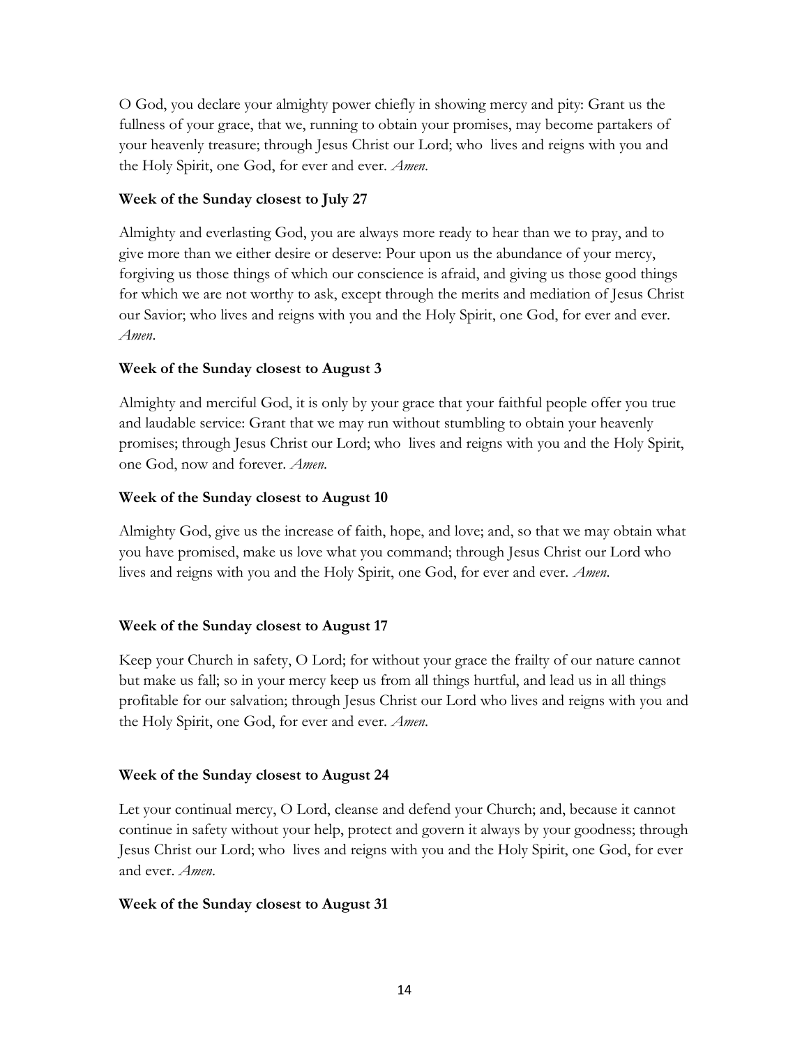O God, you declare your almighty power chiefly in showing mercy and pity: Grant us the fullness of your grace, that we, running to obtain your promises, may become partakers of your heavenly treasure; through Jesus Christ our Lord; who lives and reigns with you and the Holy Spirit, one God, for ever and ever. *Amen*.

### Week of the Sunday closest to July 27

Almighty and everlasting God, you are always more ready to hear than we to pray, and to give more than we either desire or deserve: Pour upon us the abundance of your mercy, forgiving us those things of which our conscience is afraid, and giving us those good things for which we are not worthy to ask, except through the merits and mediation of Jesus Christ our Savior; who lives and reigns with you and the Holy Spirit, one God, for ever and ever. *Amen*.

### Week of the Sunday closest to August 3

Almighty and merciful God, it is only by your grace that your faithful people offer you true and laudable service: Grant that we may run without stumbling to obtain your heavenly promises; through Jesus Christ our Lord; who lives and reigns with you and the Holy Spirit, one God, now and forever. *Amen*.

### Week of the Sunday closest to August 10

Almighty God, give us the increase of faith, hope, and love; and, so that we may obtain what you have promised, make us love what you command; through Jesus Christ our Lord who lives and reigns with you and the Holy Spirit, one God, for ever and ever. *Amen*.

### Week of the Sunday closest to August 17

Keep your Church in safety, O Lord; for without your grace the frailty of our nature cannot but make us fall; so in your mercy keep us from all things hurtful, and lead us in all things profitable for our salvation; through Jesus Christ our Lord who lives and reigns with you and the Holy Spirit, one God, for ever and ever. *Amen*.

### Week of the Sunday closest to August 24

Let your continual mercy, O Lord, cleanse and defend your Church; and, because it cannot continue in safety without your help, protect and govern it always by your goodness; through Jesus Christ our Lord; who lives and reigns with you and the Holy Spirit, one God, for ever and ever. *Amen*.

### Week of the Sunday closest to August 31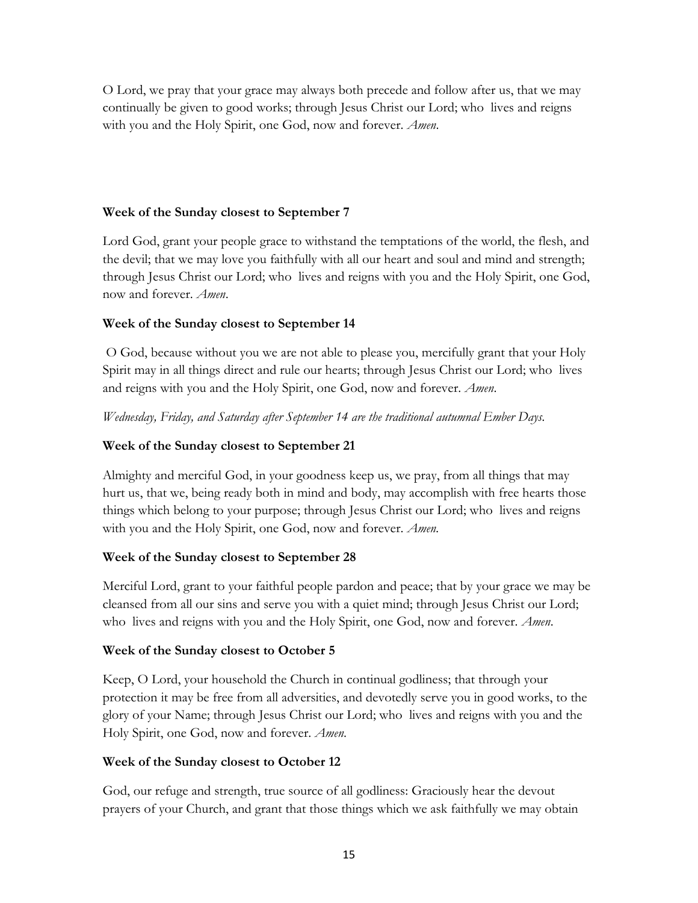O Lord, we pray that your grace may always both precede and follow after us, that we may continually be given to good works; through Jesus Christ our Lord; who lives and reigns with you and the Holy Spirit, one God, now and forever. *Amen*.

### Week of the Sunday closest to September 7

Lord God, grant your people grace to withstand the temptations of the world, the flesh, and the devil; that we may love you faithfully with all our heart and soul and mind and strength; through Jesus Christ our Lord; who lives and reigns with you and the Holy Spirit, one God, now and forever. *Amen*.

### Week of the Sunday closest to September 14

O God, because without you we are not able to please you, mercifully grant that your Holy Spirit may in all things direct and rule our hearts; through Jesus Christ our Lord; who lives and reigns with you and the Holy Spirit, one God, now and forever. *Amen*.

*Wednesday, Friday, and Saturday after September 14 are the traditional autumnal Ember Days.*

### Week of the Sunday closest to September 21

Almighty and merciful God, in your goodness keep us, we pray, from all things that may hurt us, that we, being ready both in mind and body, may accomplish with free hearts those things which belong to your purpose; through Jesus Christ our Lord; who lives and reigns with you and the Holy Spirit, one God, now and forever. *Amen.*

### Week of the Sunday closest to September 28

Merciful Lord, grant to your faithful people pardon and peace; that by your grace we may be cleansed from all our sins and serve you with a quiet mind; through Jesus Christ our Lord; who lives and reigns with you and the Holy Spirit, one God, now and forever. *Amen*.

### Week of the Sunday closest to October 5

Keep, O Lord, your household the Church in continual godliness; that through your protection it may be free from all adversities, and devotedly serve you in good works, to the glory of your Name; through Jesus Christ our Lord; who lives and reigns with you and the Holy Spirit, one God, now and forever. *Amen.*

### Week of the Sunday closest to October 12

God, our refuge and strength, true source of all godliness: Graciously hear the devout prayers of your Church, and grant that those things which we ask faithfully we may obtain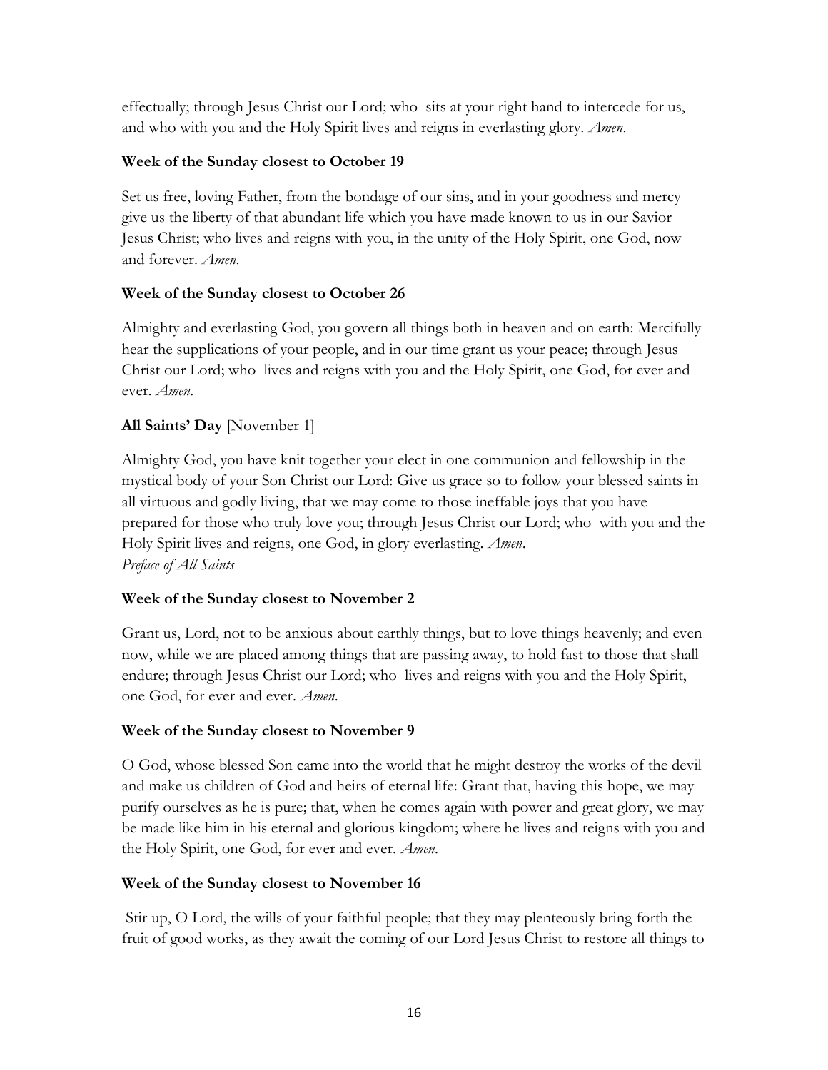effectually; through Jesus Christ our Lord; who sits at your right hand to intercede for us, and who with you and the Holy Spirit lives and reigns in everlasting glory. *Amen*.

**Week of the Sunday closest to October 19**

Set us free, loving Father, from the bondage of our sins, and in your goodness and mercy give us the liberty of that abundant life which you have made known to us in our Savior Jesus Christ; who lives and reigns with you, in the unity of the Holy Spirit, one God, now and forever. *Amen.*

**Week of the Sunday closest to October 26**

Almighty and everlasting God, you govern all things both in heaven and on earth: Mercifully hear the supplications of your people, and in our time grant us your peace; through Jesus Christ our Lord; who lives and reigns with you and the Holy Spirit, one God, for ever and ever. *Amen*.

**All Saints' Day** [November 1]

Almighty God, you have knit together your elect in one communion and fellowship in the mystical body of your Son Christ our Lord: Give us grace so to follow your blessed saints in all virtuous and godly living, that we may come to those ineffable joys that you have prepared for those who truly love you; through Jesus Christ our Lord; who with you and the Holy Spirit lives and reigns, one God, in glory everlasting. *Amen*.
*Preface of All Saints*

**Week of the Sunday closest to November 2**

Grant us, Lord, not to be anxious about earthly things, but to love things heavenly; and even now, while we are placed among things that are passing away, to hold fast to those that shall endure; through Jesus Christ our Lord; who lives and reigns with you and the Holy Spirit, one God, for ever and ever. *Amen*.

**Week of the Sunday closest to November 9**

O God, whose blessed Son came into the world that he might destroy the works of the devil and make us children of God and heirs of eternal life: Grant that, having this hope, we may purify ourselves as he is pure; that, when he comes again with power and great glory, we may be made like him in his eternal and glorious kingdom; where he lives and reigns with you and the Holy Spirit, one God, for ever and ever. *Amen*.

**Week of the Sunday closest to November 16**

Stir up, O Lord, the wills of your faithful people; that they may plenteously bring forth the fruit of good works, as they await the coming of our Lord Jesus Christ to restore all things to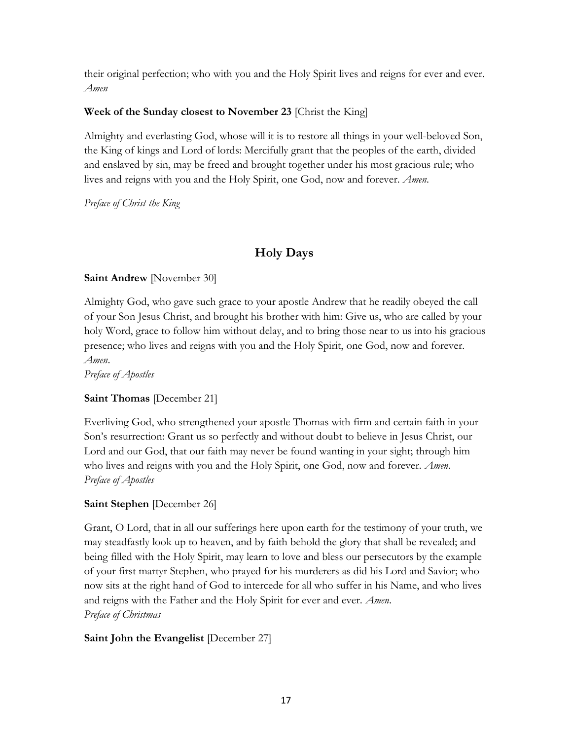their original perfection; who with you and the Holy Spirit lives and reigns for ever and ever. *Amen*

**Week of the Sunday closest to November 23** [Christ the King]

Almighty and everlasting God, whose will it is to restore all things in your well-beloved Son, the King of kings and Lord of lords: Mercifully grant that the peoples of the earth, divided and enslaved by sin, may be freed and brought together under his most gracious rule; who lives and reigns with you and the Holy Spirit, one God, now and forever. *Amen*.

*Preface of Christ the King*

## Holy Days

**Saint Andrew** [November 30]

Almighty God, who gave such grace to your apostle Andrew that he readily obeyed the call of your Son Jesus Christ, and brought his brother with him: Give us, who are called by your holy Word, grace to follow him without delay, and to bring those near to us into his gracious presence; who lives and reigns with you and the Holy Spirit, one God, now and forever. *Amen*.
*Preface of Apostles*

**Saint Thomas** [December 21]

Everliving God, who strengthened your apostle Thomas with firm and certain faith in your Son's resurrection: Grant us so perfectly and without doubt to believe in Jesus Christ, our Lord and our God, that our faith may never be found wanting in your sight; through him who lives and reigns with you and the Holy Spirit, one God, now and forever. *Amen*.
*Preface of Apostles*

**Saint Stephen** [December 26]

Grant, O Lord, that in all our sufferings here upon earth for the testimony of your truth, we may steadfastly look up to heaven, and by faith behold the glory that shall be revealed; and being filled with the Holy Spirit, may learn to love and bless our persecutors by the example of your first martyr Stephen, who prayed for his murderers as did his Lord and Savior; who now sits at the right hand of God to intercede for all who suffer in his Name, and who lives and reigns with the Father and the Holy Spirit for ever and ever. *Amen*.
*Preface of Christmas*

**Saint John the Evangelist** [December 27]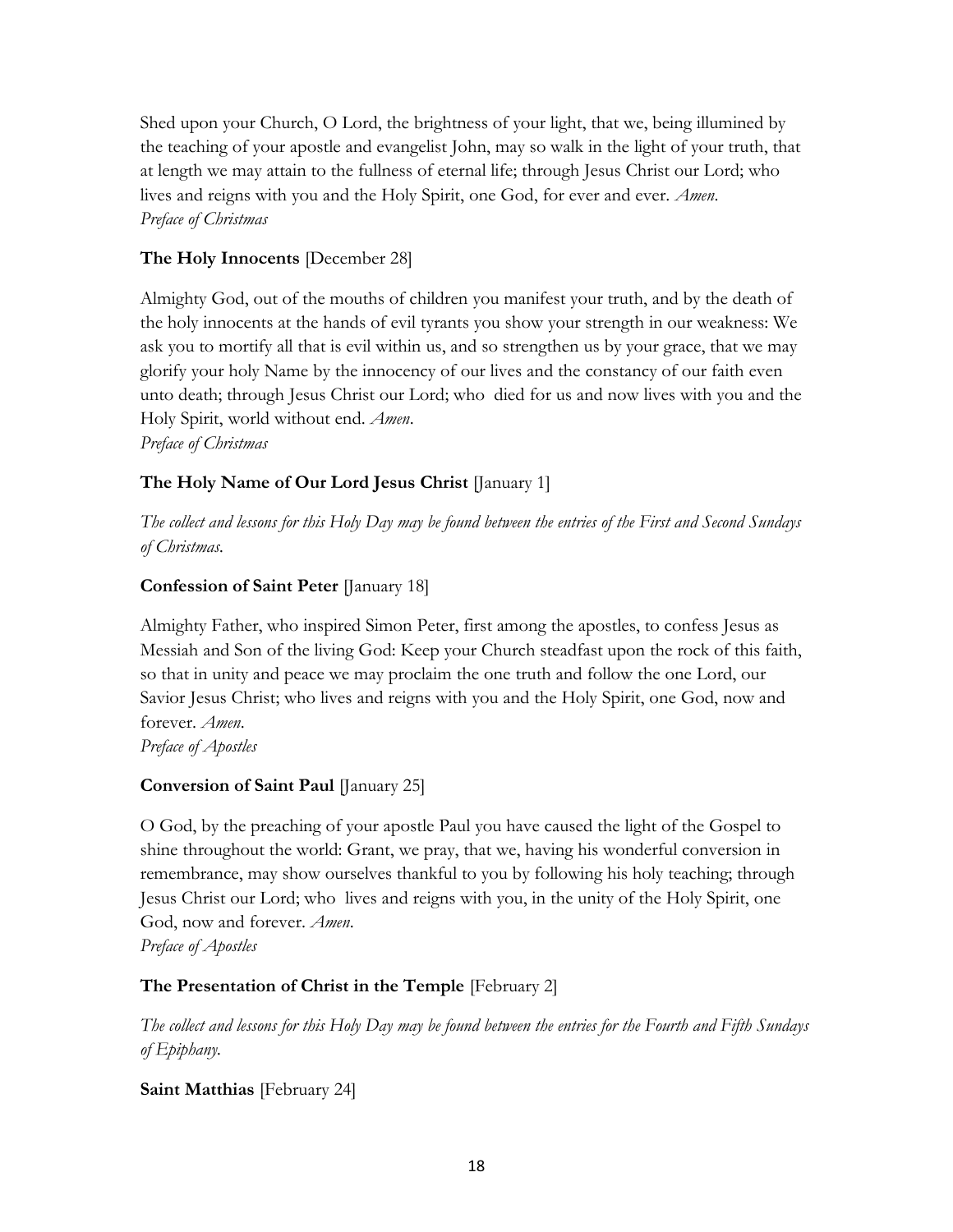Shed upon your Church, O Lord, the brightness of your light, that we, being illumined by the teaching of your apostle and evangelist John, may so walk in the light of your truth, that at length we may attain to the fullness of eternal life; through Jesus Christ our Lord; who lives and reigns with you and the Holy Spirit, one God, for ever and ever. *Amen*.
*Preface of Christmas*

**The Holy Innocents** [December 28]

Almighty God, out of the mouths of children you manifest your truth, and by the death of the holy innocents at the hands of evil tyrants you show your strength in our weakness: We ask you to mortify all that is evil within us, and so strengthen us by your grace, that we may glorify your holy Name by the innocency of our lives and the constancy of our faith even unto death; through Jesus Christ our Lord; who died for us and now lives with you and the Holy Spirit, world without end. *Amen*.
*Preface of Christmas*

**The Holy Name of Our Lord Jesus Christ** [January 1]

*The collect and lessons for this Holy Day may be found between the entries of the First and Second Sundays of Christmas.*

**Confession of Saint Peter** [January 18]

Almighty Father, who inspired Simon Peter, first among the apostles, to confess Jesus as Messiah and Son of the living God: Keep your Church steadfast upon the rock of this faith, so that in unity and peace we may proclaim the one truth and follow the one Lord, our Savior Jesus Christ; who lives and reigns with you and the Holy Spirit, one God, now and forever. *Amen*.
*Preface of Apostles*

**Conversion of Saint Paul** [January 25]

O God, by the preaching of your apostle Paul you have caused the light of the Gospel to shine throughout the world: Grant, we pray, that we, having his wonderful conversion in remembrance, may show ourselves thankful to you by following his holy teaching; through Jesus Christ our Lord; who lives and reigns with you, in the unity of the Holy Spirit, one God, now and forever. *Amen*.
*Preface of Apostles*

**The Presentation of Christ in the Temple** [February 2]

*The collect and lessons for this Holy Day may be found between the entries for the Fourth and Fifth Sundays of Epiphany.*

**Saint Matthias** [February 24]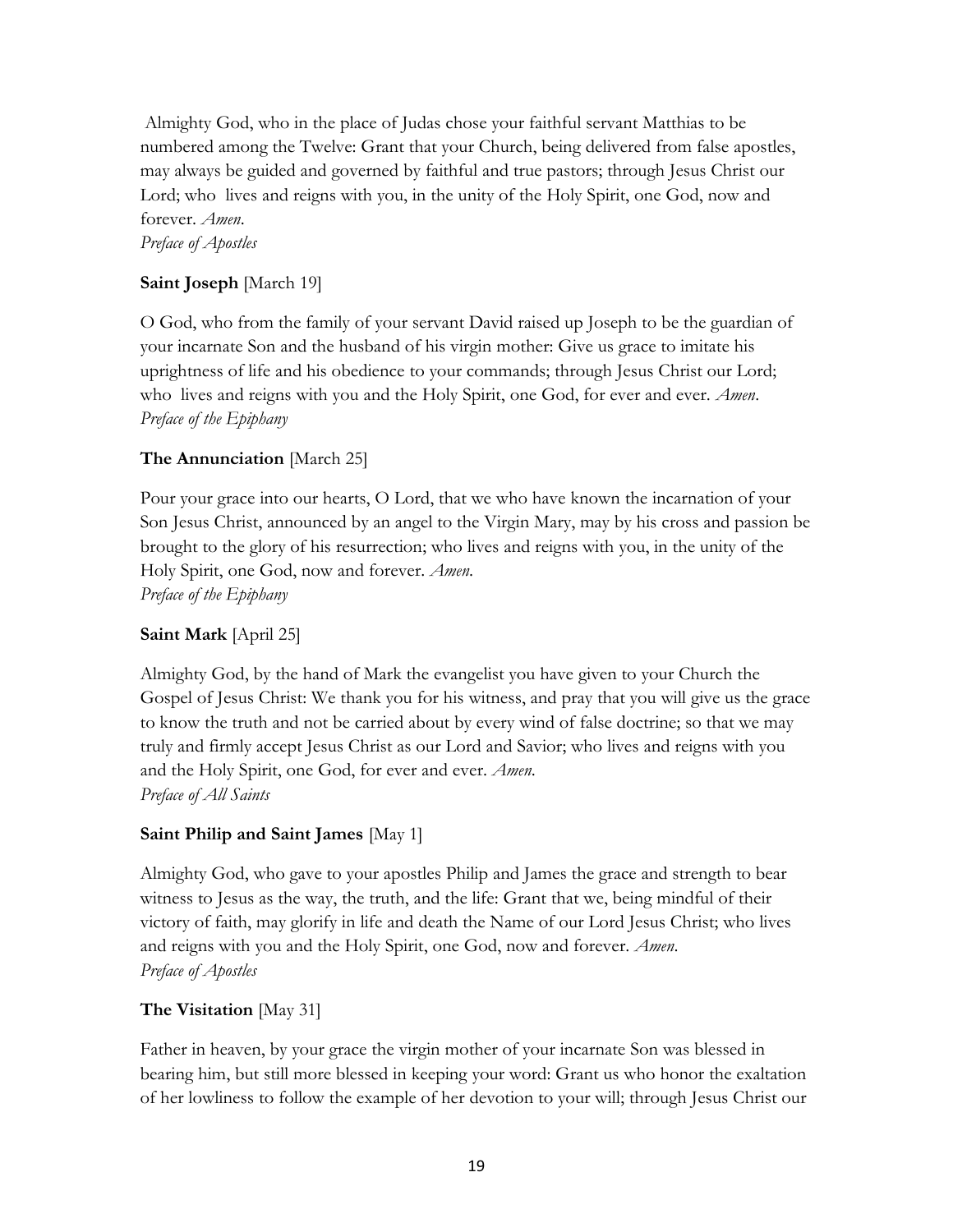Almighty God, who in the place of Judas chose your faithful servant Matthias to be numbered among the Twelve: Grant that your Church, being delivered from false apostles, may always be guided and governed by faithful and true pastors; through Jesus Christ our Lord; who lives and reigns with you, in the unity of the Holy Spirit, one God, now and forever. *Amen*.
*Preface of Apostles*

**Saint Joseph** [March 19]

O God, who from the family of your servant David raised up Joseph to be the guardian of your incarnate Son and the husband of his virgin mother: Give us grace to imitate his uprightness of life and his obedience to your commands; through Jesus Christ our Lord; who lives and reigns with you and the Holy Spirit, one God, for ever and ever. *Amen*.
*Preface of the Epiphany*

**The Annunciation** [March 25]

Pour your grace into our hearts, O Lord, that we who have known the incarnation of your Son Jesus Christ, announced by an angel to the Virgin Mary, may by his cross and passion be brought to the glory of his resurrection; who lives and reigns with you, in the unity of the Holy Spirit, one God, now and forever. *Amen.*
*Preface of the Epiphany*

**Saint Mark** [April 25]

Almighty God, by the hand of Mark the evangelist you have given to your Church the Gospel of Jesus Christ: We thank you for his witness, and pray that you will give us the grace to know the truth and not be carried about by every wind of false doctrine; so that we may truly and firmly accept Jesus Christ as our Lord and Savior; who lives and reigns with you and the Holy Spirit, one God, for ever and ever. *Amen.*
*Preface of All Saints*

**Saint Philip and Saint James** [May 1]

Almighty God, who gave to your apostles Philip and James the grace and strength to bear witness to Jesus as the way, the truth, and the life: Grant that we, being mindful of their victory of faith, may glorify in life and death the Name of our Lord Jesus Christ; who lives and reigns with you and the Holy Spirit, one God, now and forever. *Amen*.
*Preface of Apostles*

**The Visitation** [May 31]

Father in heaven, by your grace the virgin mother of your incarnate Son was blessed in bearing him, but still more blessed in keeping your word: Grant us who honor the exaltation of her lowliness to follow the example of her devotion to your will; through Jesus Christ our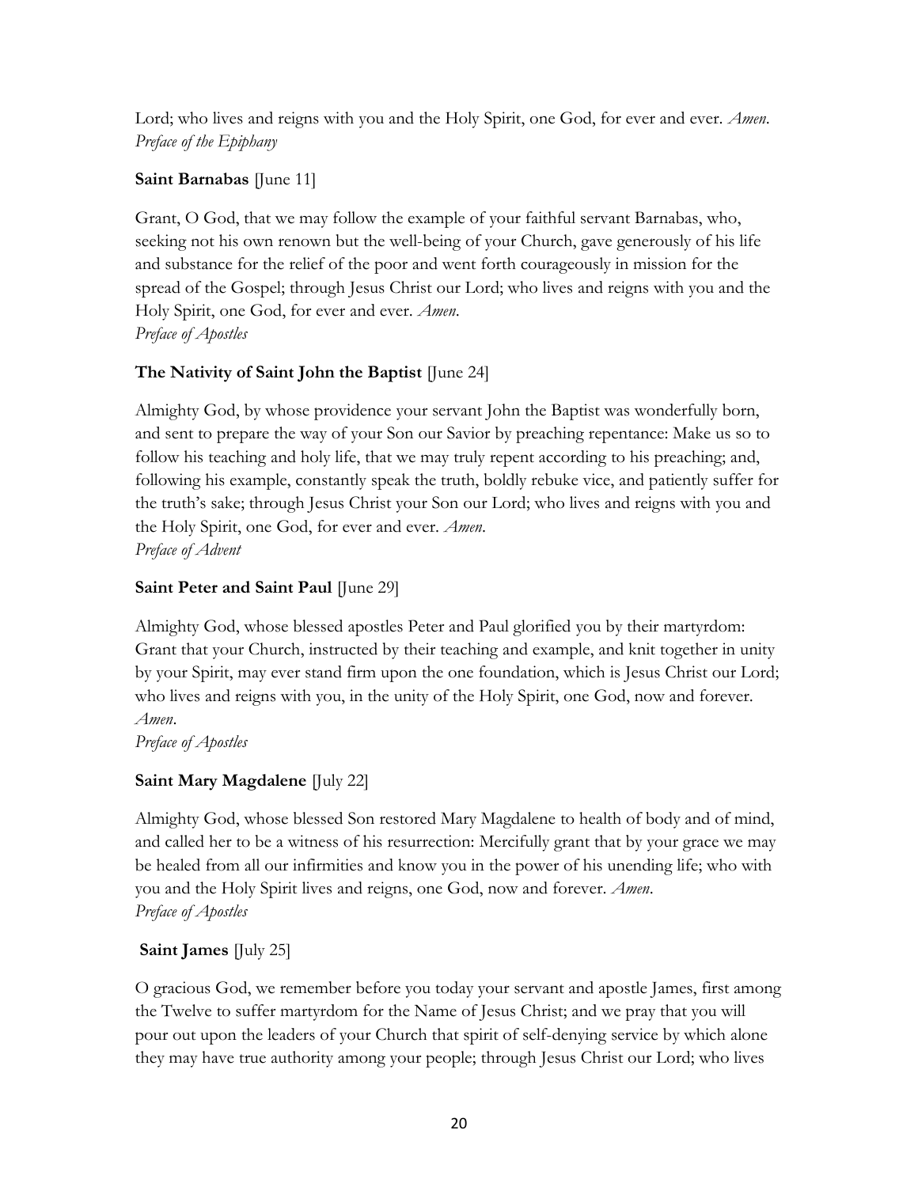Lord; who lives and reigns with you and the Holy Spirit, one God, for ever and ever. *Amen*.
*Preface of the Epiphany*

**Saint Barnabas** [June 11]

Grant, O God, that we may follow the example of your faithful servant Barnabas, who, seeking not his own renown but the well-being of your Church, gave generously of his life and substance for the relief of the poor and went forth courageously in mission for the spread of the Gospel; through Jesus Christ our Lord; who lives and reigns with you and the Holy Spirit, one God, for ever and ever. *Amen*.
*Preface of Apostles*

**The Nativity of Saint John the Baptist** [June 24]

Almighty God, by whose providence your servant John the Baptist was wonderfully born, and sent to prepare the way of your Son our Savior by preaching repentance: Make us so to follow his teaching and holy life, that we may truly repent according to his preaching; and, following his example, constantly speak the truth, boldly rebuke vice, and patiently suffer for the truth's sake; through Jesus Christ your Son our Lord; who lives and reigns with you and the Holy Spirit, one God, for ever and ever. *Amen*.
*Preface of Advent*

**Saint Peter and Saint Paul** [June 29]

Almighty God, whose blessed apostles Peter and Paul glorified you by their martyrdom: Grant that your Church, instructed by their teaching and example, and knit together in unity by your Spirit, may ever stand firm upon the one foundation, which is Jesus Christ our Lord; who lives and reigns with you, in the unity of the Holy Spirit, one God, now and forever. *Amen*.
*Preface of Apostles*

**Saint Mary Magdalene** [July 22]

Almighty God, whose blessed Son restored Mary Magdalene to health of body and of mind, and called her to be a witness of his resurrection: Mercifully grant that by your grace we may be healed from all our infirmities and know you in the power of his unending life; who with you and the Holy Spirit lives and reigns, one God, now and forever. *Amen*.
*Preface of Apostles*

**Saint James** [July 25]

O gracious God, we remember before you today your servant and apostle James, first among the Twelve to suffer martyrdom for the Name of Jesus Christ; and we pray that you will pour out upon the leaders of your Church that spirit of self-denying service by which alone they may have true authority among your people; through Jesus Christ our Lord; who lives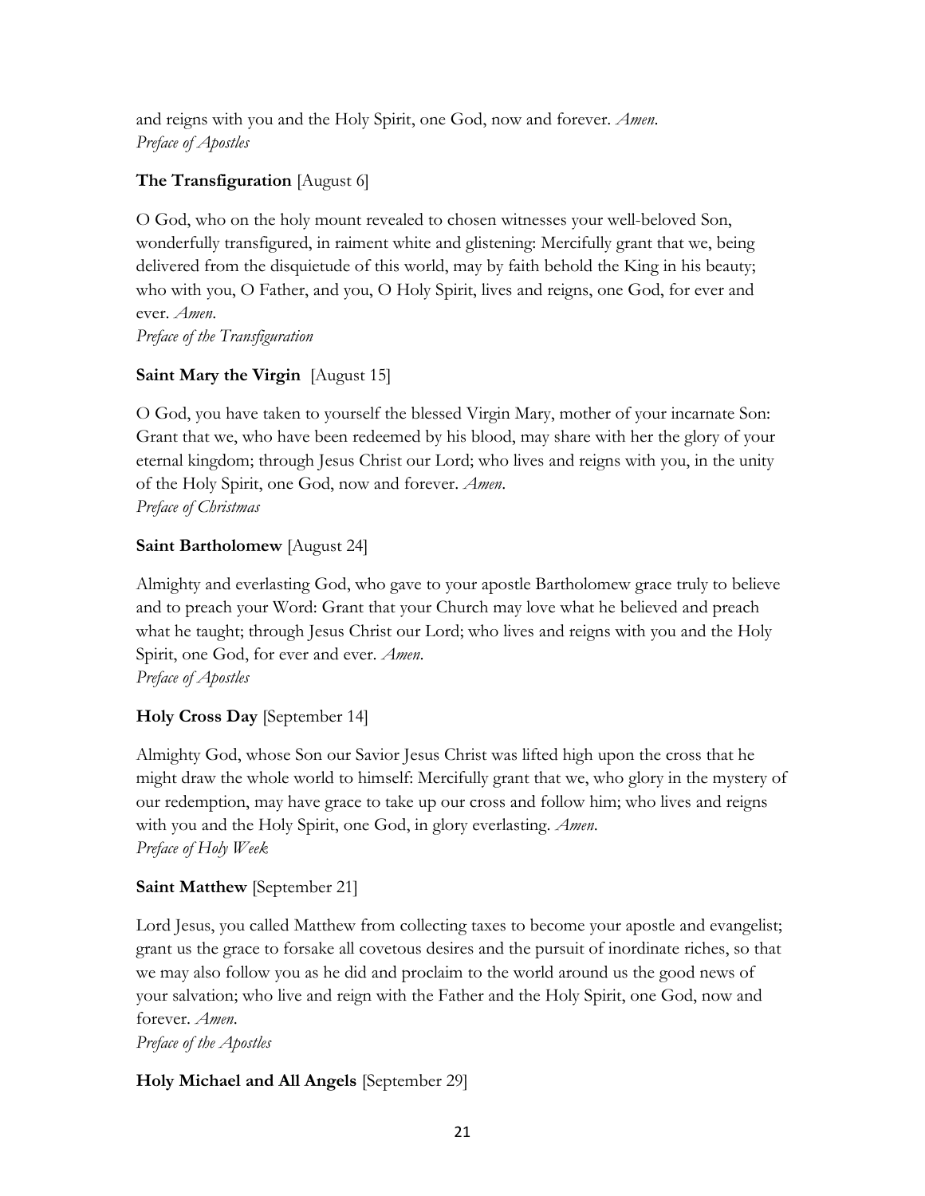and reigns with you and the Holy Spirit, one God, now and forever. *Amen*.
*Preface of Apostles*

**The Transfiguration** [August 6]

O God, who on the holy mount revealed to chosen witnesses your well-beloved Son, wonderfully transfigured, in raiment white and glistening: Mercifully grant that we, being delivered from the disquietude of this world, may by faith behold the King in his beauty; who with you, O Father, and you, O Holy Spirit, lives and reigns, one God, for ever and ever. *Amen*.
*Preface of the Transfiguration*

**Saint Mary the Virgin** [August 15]

O God, you have taken to yourself the blessed Virgin Mary, mother of your incarnate Son: Grant that we, who have been redeemed by his blood, may share with her the glory of your eternal kingdom; through Jesus Christ our Lord; who lives and reigns with you, in the unity of the Holy Spirit, one God, now and forever. *Amen*.
*Preface of Christmas*

**Saint Bartholomew** [August 24]

Almighty and everlasting God, who gave to your apostle Bartholomew grace truly to believe and to preach your Word: Grant that your Church may love what he believed and preach what he taught; through Jesus Christ our Lord; who lives and reigns with you and the Holy Spirit, one God, for ever and ever. *Amen*.
*Preface of Apostles*

**Holy Cross Day** [September 14]

Almighty God, whose Son our Savior Jesus Christ was lifted high upon the cross that he might draw the whole world to himself: Mercifully grant that we, who glory in the mystery of our redemption, may have grace to take up our cross and follow him; who lives and reigns with you and the Holy Spirit, one God, in glory everlasting. *Amen*.
*Preface of Holy Week*

**Saint Matthew** [September 21]

Lord Jesus, you called Matthew from collecting taxes to become your apostle and evangelist; grant us the grace to forsake all covetous desires and the pursuit of inordinate riches, so that we may also follow you as he did and proclaim to the world around us the good news of your salvation; who live and reign with the Father and the Holy Spirit, one God, now and forever. *Amen*.
*Preface of the Apostles*

**Holy Michael and All Angels** [September 29]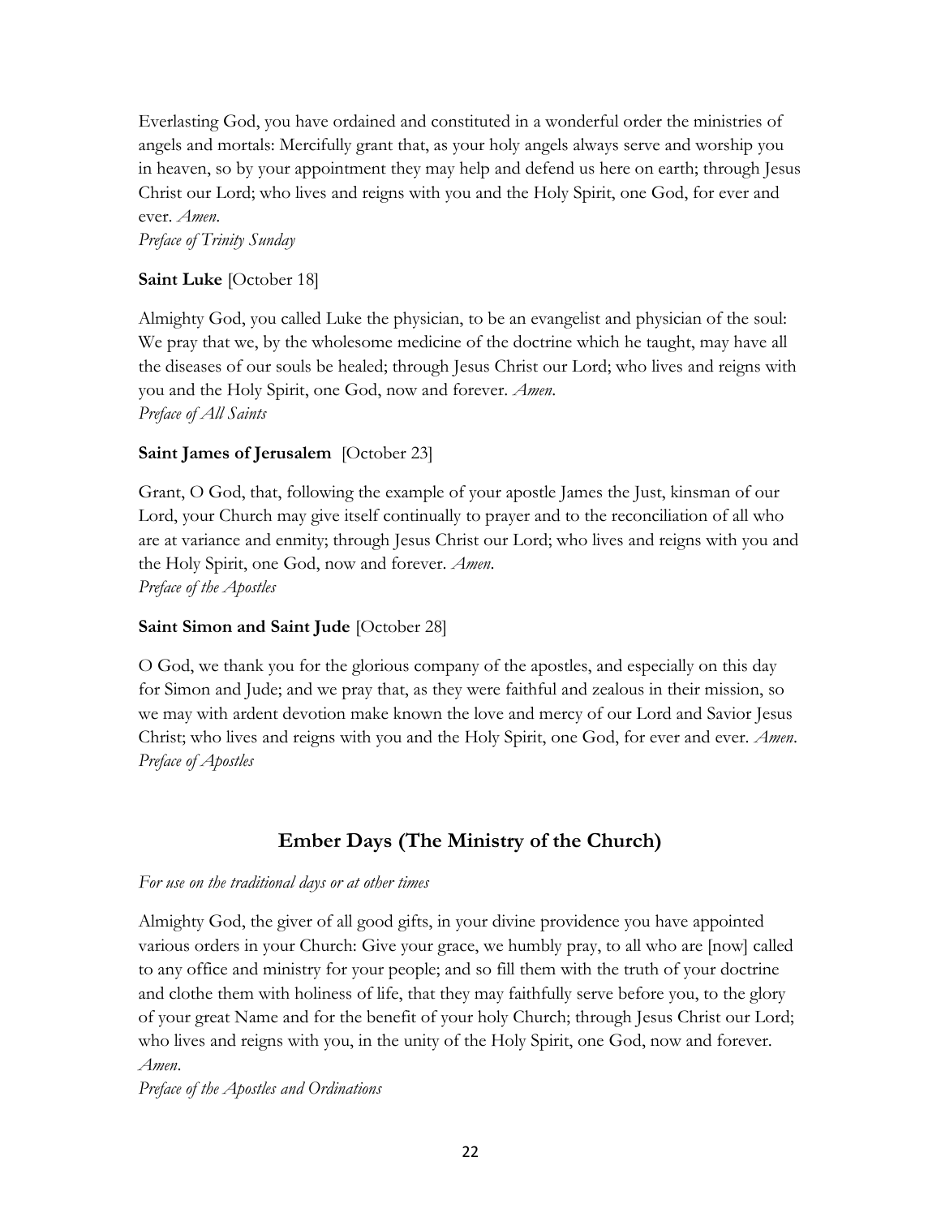Everlasting God, you have ordained and constituted in a wonderful order the ministries of angels and mortals: Mercifully grant that, as your holy angels always serve and worship you in heaven, so by your appointment they may help and defend us here on earth; through Jesus Christ our Lord; who lives and reigns with you and the Holy Spirit, one God, for ever and ever. *Amen*.
*Preface of Trinity Sunday*

**Saint Luke** [October 18]

Almighty God, you called Luke the physician, to be an evangelist and physician of the soul: We pray that we, by the wholesome medicine of the doctrine which he taught, may have all the diseases of our souls be healed; through Jesus Christ our Lord; who lives and reigns with you and the Holy Spirit, one God, now and forever. *Amen*.
*Preface of All Saints*

**Saint James of Jerusalem** [October 23]

Grant, O God, that, following the example of your apostle James the Just, kinsman of our Lord, your Church may give itself continually to prayer and to the reconciliation of all who are at variance and enmity; through Jesus Christ our Lord; who lives and reigns with you and the Holy Spirit, one God, now and forever. *Amen*.
*Preface of the Apostles*

**Saint Simon and Saint Jude** [October 28]

O God, we thank you for the glorious company of the apostles, and especially on this day for Simon and Jude; and we pray that, as they were faithful and zealous in their mission, so we may with ardent devotion make known the love and mercy of our Lord and Savior Jesus Christ; who lives and reigns with you and the Holy Spirit, one God, for ever and ever. *Amen*.
*Preface of Apostles*

## Ember Days (The Ministry of the Church)

*For use on the traditional days or at other times*

Almighty God, the giver of all good gifts, in your divine providence you have appointed various orders in your Church: Give your grace, we humbly pray, to all who are [now] called to any office and ministry for your people; and so fill them with the truth of your doctrine and clothe them with holiness of life, that they may faithfully serve before you, to the glory of your great Name and for the benefit of your holy Church; through Jesus Christ our Lord; who lives and reigns with you, in the unity of the Holy Spirit, one God, now and forever. *Amen*.
*Preface of the Apostles and Ordinations*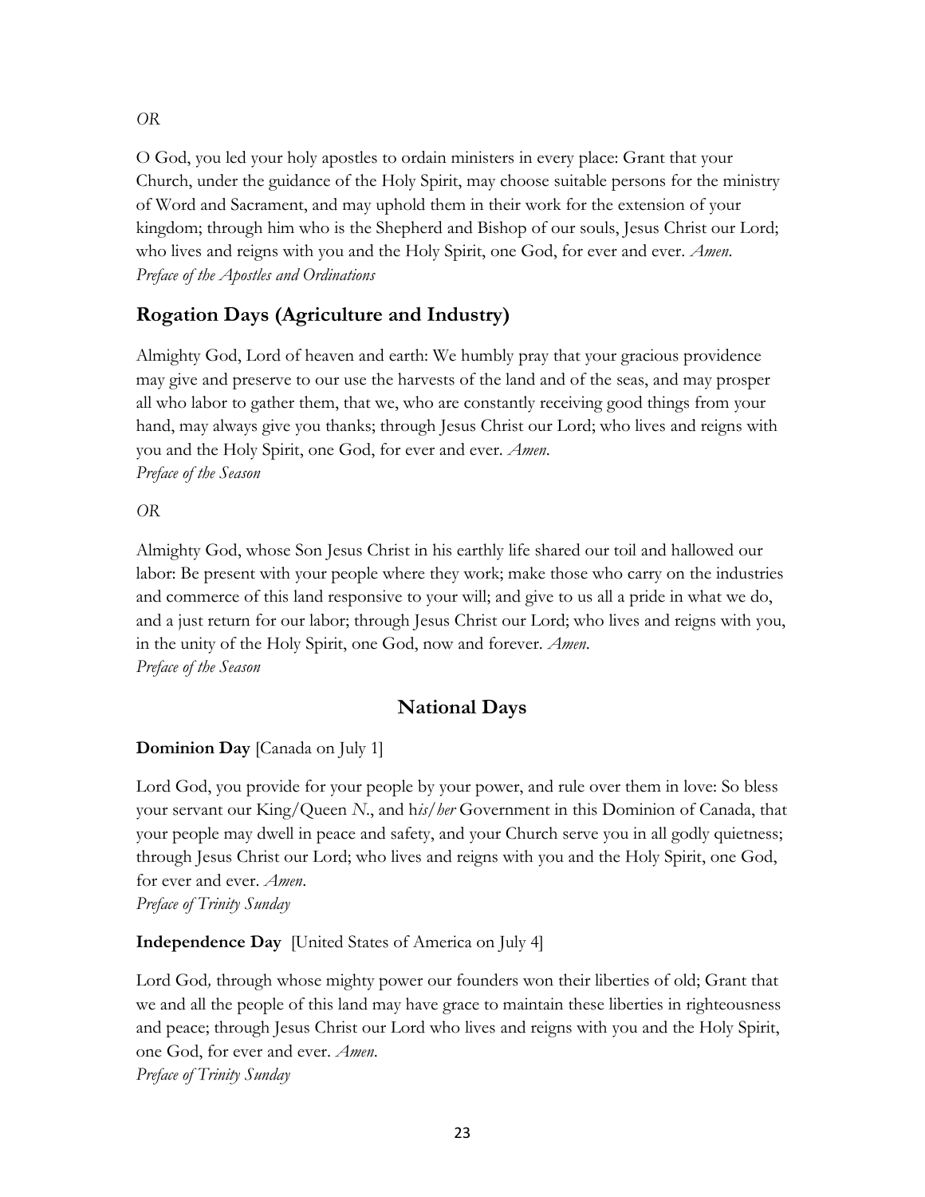*OR*

O God, you led your holy apostles to ordain ministers in every place: Grant that your Church, under the guidance of the Holy Spirit, may choose suitable persons for the ministry of Word and Sacrament, and may uphold them in their work for the extension of your kingdom; through him who is the Shepherd and Bishop of our souls, Jesus Christ our Lord; who lives and reigns with you and the Holy Spirit, one God, for ever and ever. *Amen.*
*Preface of the Apostles and Ordinations*

## Rogation Days (Agriculture and Industry)

Almighty God, Lord of heaven and earth: We humbly pray that your gracious providence may give and preserve to our use the harvests of the land and of the seas, and may prosper all who labor to gather them, that we, who are constantly receiving good things from your hand, may always give you thanks; through Jesus Christ our Lord; who lives and reigns with you and the Holy Spirit, one God, for ever and ever. *Amen.*
*Preface of the Season*

*OR*

Almighty God, whose Son Jesus Christ in his earthly life shared our toil and hallowed our labor: Be present with your people where they work; make those who carry on the industries and commerce of this land responsive to your will; and give to us all a pride in what we do, and a just return for our labor; through Jesus Christ our Lord; who lives and reigns with you, in the unity of the Holy Spirit, one God, now and forever. *Amen.*
*Preface of the Season*

## National Days

**Dominion Day** [Canada on July 1]

Lord God, you provide for your people by your power, and rule over them in love: So bless your servant our King/Queen *N.*, and h*is/her* Government in this Dominion of Canada, that your people may dwell in peace and safety, and your Church serve you in all godly quietness; through Jesus Christ our Lord; who lives and reigns with you and the Holy Spirit, one God, for ever and ever. *Amen.*
*Preface of Trinity Sunday*

**Independence Day** [United States of America on July 4]

Lord God, through whose mighty power our founders won their liberties of old; Grant that we and all the people of this land may have grace to maintain these liberties in righteousness and peace; through Jesus Christ our Lord who lives and reigns with you and the Holy Spirit, one God, for ever and ever. *Amen.*
*Preface of Trinity Sunday*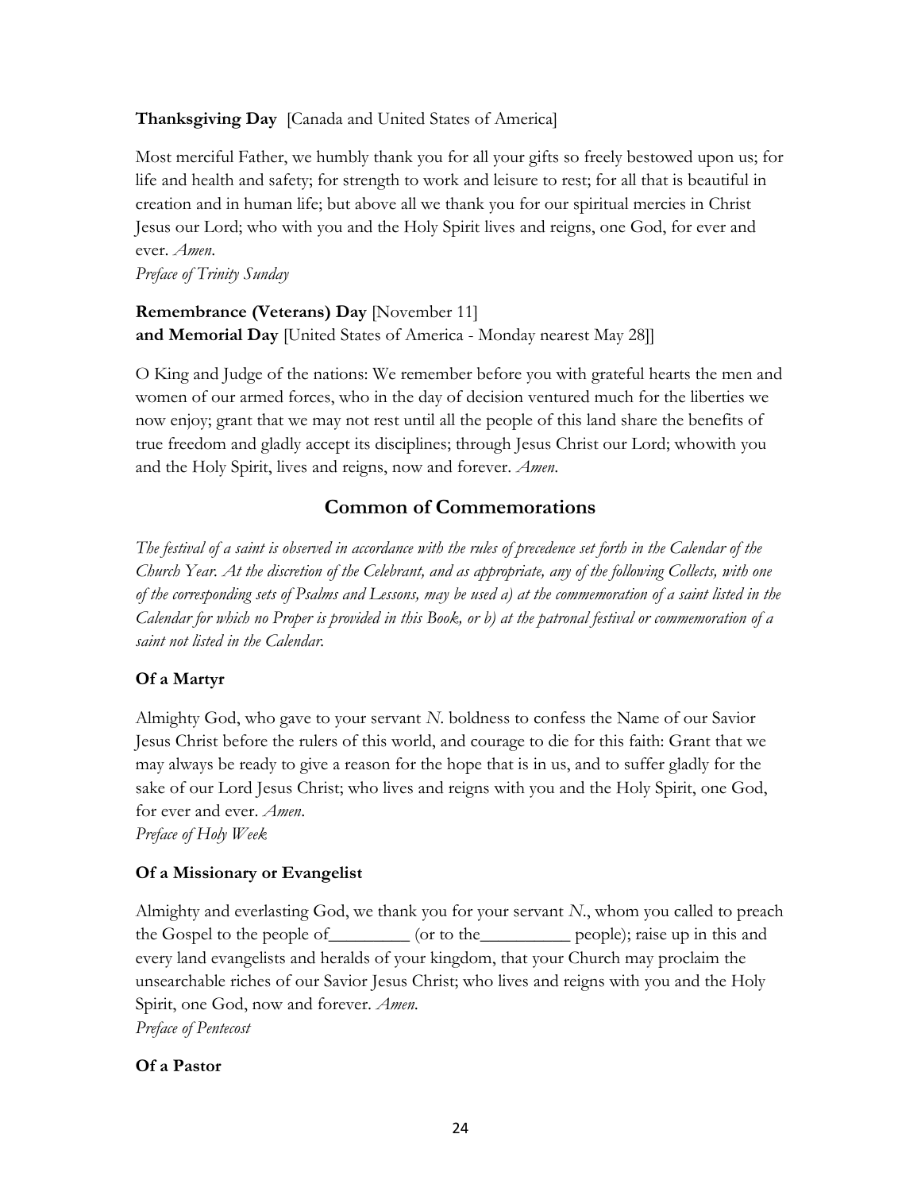**Thanksgiving Day** [Canada and United States of America]

Most merciful Father, we humbly thank you for all your gifts so freely bestowed upon us; for life and health and safety; for strength to work and leisure to rest; for all that is beautiful in creation and in human life; but above all we thank you for our spiritual mercies in Christ Jesus our Lord; who with you and the Holy Spirit lives and reigns, one God, for ever and ever. *Amen.*
*Preface of Trinity Sunday*

**Remembrance (Veterans) Day** [November 11]
**and Memorial Day** [United States of America - Monday nearest May 28]]

O King and Judge of the nations: We remember before you with grateful hearts the men and women of our armed forces, who in the day of decision ventured much for the liberties we now enjoy; grant that we may not rest until all the people of this land share the benefits of true freedom and gladly accept its disciplines; through Jesus Christ our Lord; whowith you and the Holy Spirit, lives and reigns, now and forever. *Amen.*

## Common of Commemorations

*The festival of a saint is observed in accordance with the rules of precedence set forth in the Calendar of the Church Year. At the discretion of the Celebrant, and as appropriate, any of the following Collects, with one of the corresponding sets of Psalms and Lessons, may be used a) at the commemoration of a saint listed in the Calendar for which no Proper is provided in this Book, or b) at the patronal festival or commemoration of a saint not listed in the Calendar.*

### Of a Martyr

Almighty God, who gave to your servant *N*. boldness to confess the Name of our Savior Jesus Christ before the rulers of this world, and courage to die for this faith: Grant that we may always be ready to give a reason for the hope that is in us, and to suffer gladly for the sake of our Lord Jesus Christ; who lives and reigns with you and the Holy Spirit, one God, for ever and ever. *Amen*.
*Preface of Holy Week*

### Of a Missionary or Evangelist

Almighty and everlasting God, we thank you for your servant *N*., whom you called to preach the Gospel to the people of_________ (or to the__________ people); raise up in this and every land evangelists and heralds of your kingdom, that your Church may proclaim the unsearchable riches of our Savior Jesus Christ; who lives and reigns with you and the Holy Spirit, one God, now and forever. *Amen.*
*Preface of Pentecost*

### Of a Pastor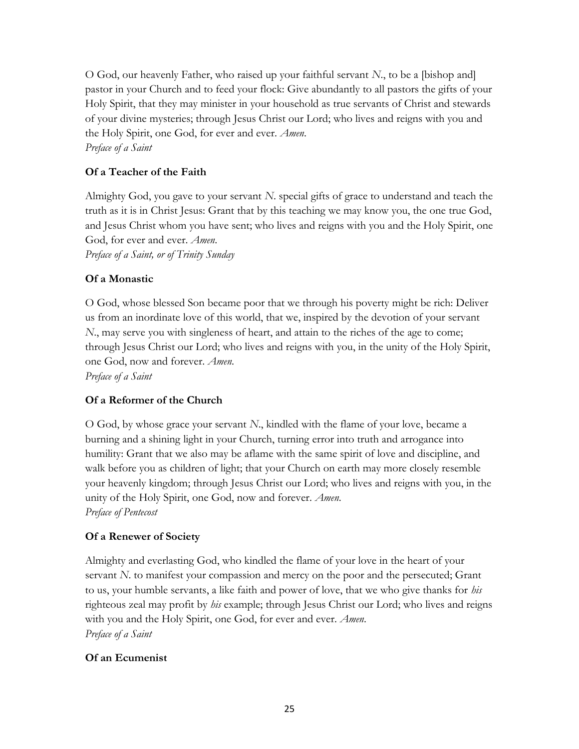O God, our heavenly Father, who raised up your faithful servant *N*., to be a [bishop and] pastor in your Church and to feed your flock: Give abundantly to all pastors the gifts of your Holy Spirit, that they may minister in your household as true servants of Christ and stewards of your divine mysteries; through Jesus Christ our Lord; who lives and reigns with you and the Holy Spirit, one God, for ever and ever. *Amen*.
*Preface of a Saint*

### Of a Teacher of the Faith

Almighty God, you gave to your servant *N*. special gifts of grace to understand and teach the truth as it is in Christ Jesus: Grant that by this teaching we may know you, the one true God, and Jesus Christ whom you have sent; who lives and reigns with you and the Holy Spirit, one God, for ever and ever. *Amen*.
*Preface of a Saint, or of Trinity Sunday*

### Of a Monastic

O God, whose blessed Son became poor that we through his poverty might be rich: Deliver us from an inordinate love of this world, that we, inspired by the devotion of your servant *N*., may serve you with singleness of heart, and attain to the riches of the age to come; through Jesus Christ our Lord; who lives and reigns with you, in the unity of the Holy Spirit, one God, now and forever. *Amen*.
*Preface of a Saint*

### Of a Reformer of the Church

O God, by whose grace your servant *N*., kindled with the flame of your love, became a burning and a shining light in your Church, turning error into truth and arrogance into humility: Grant that we also may be aflame with the same spirit of love and discipline, and walk before you as children of light; that your Church on earth may more closely resemble your heavenly kingdom; through Jesus Christ our Lord; who lives and reigns with you, in the unity of the Holy Spirit, one God, now and forever. *Amen*.
*Preface of Pentecost*

### Of a Renewer of Society

Almighty and everlasting God, who kindled the flame of your love in the heart of your servant *N*. to manifest your compassion and mercy on the poor and the persecuted; Grant to us, your humble servants, a like faith and power of love, that we who give thanks for *his* righteous zeal may profit by *his* example; through Jesus Christ our Lord; who lives and reigns with you and the Holy Spirit, one God, for ever and ever. *Amen*.
*Preface of a Saint*

### Of an Ecumenist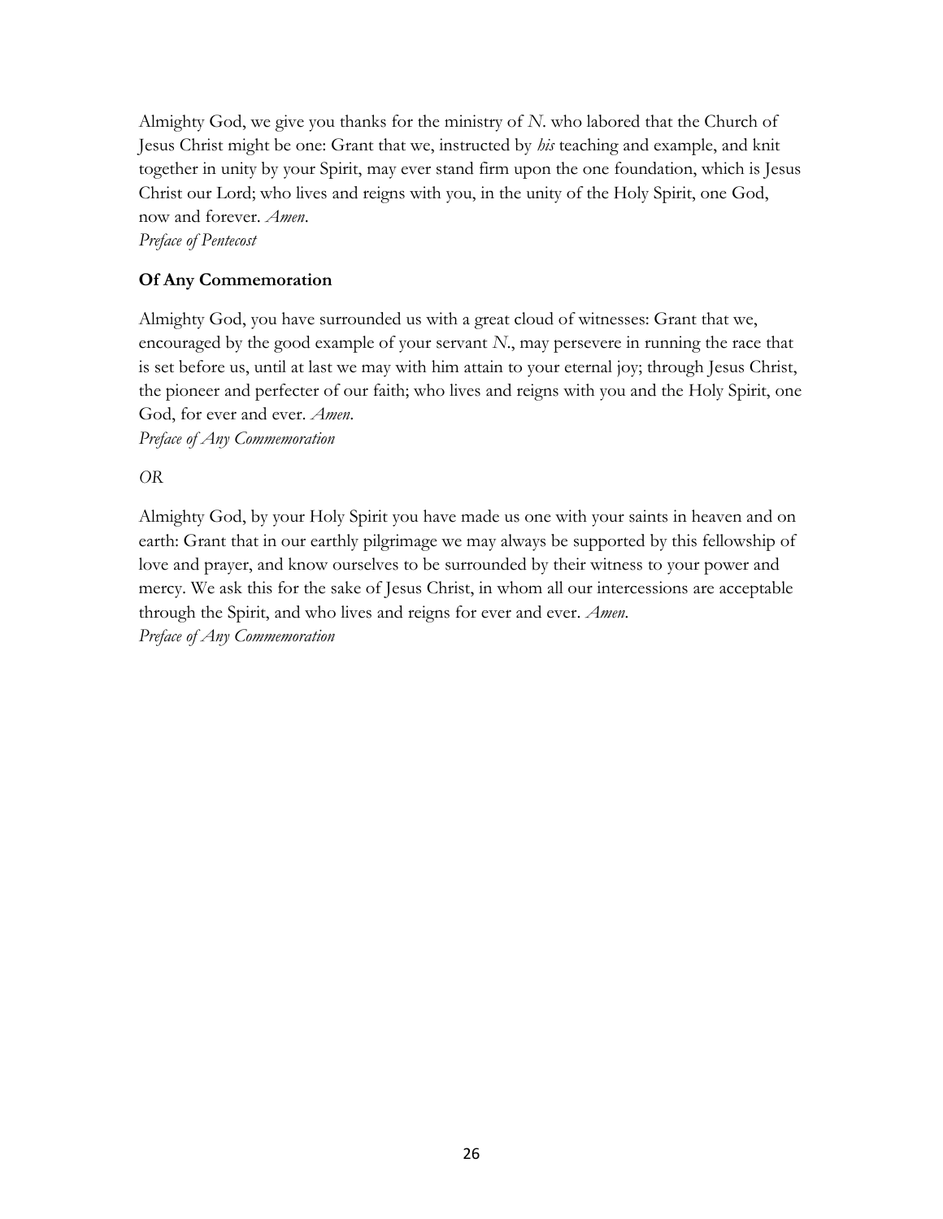Almighty God, we give you thanks for the ministry of *N*. who labored that the Church of Jesus Christ might be one: Grant that we, instructed by *his* teaching and example, and knit together in unity by your Spirit, may ever stand firm upon the one foundation, which is Jesus Christ our Lord; who lives and reigns with you, in the unity of the Holy Spirit, one God, now and forever. *Amen*.
*Preface of Pentecost*

**Of Any Commemoration**

Almighty God, you have surrounded us with a great cloud of witnesses: Grant that we, encouraged by the good example of your servant *N*., may persevere in running the race that is set before us, until at last we may with him attain to your eternal joy; through Jesus Christ, the pioneer and perfecter of our faith; who lives and reigns with you and the Holy Spirit, one God, for ever and ever. *Amen*.
*Preface of Any Commemoration*

*OR*

Almighty God, by your Holy Spirit you have made us one with your saints in heaven and on earth: Grant that in our earthly pilgrimage we may always be supported by this fellowship of love and prayer, and know ourselves to be surrounded by their witness to your power and mercy. We ask this for the sake of Jesus Christ, in whom all our intercessions are acceptable through the Spirit, and who lives and reigns for ever and ever. *Amen*.
*Preface of Any Commemoration*